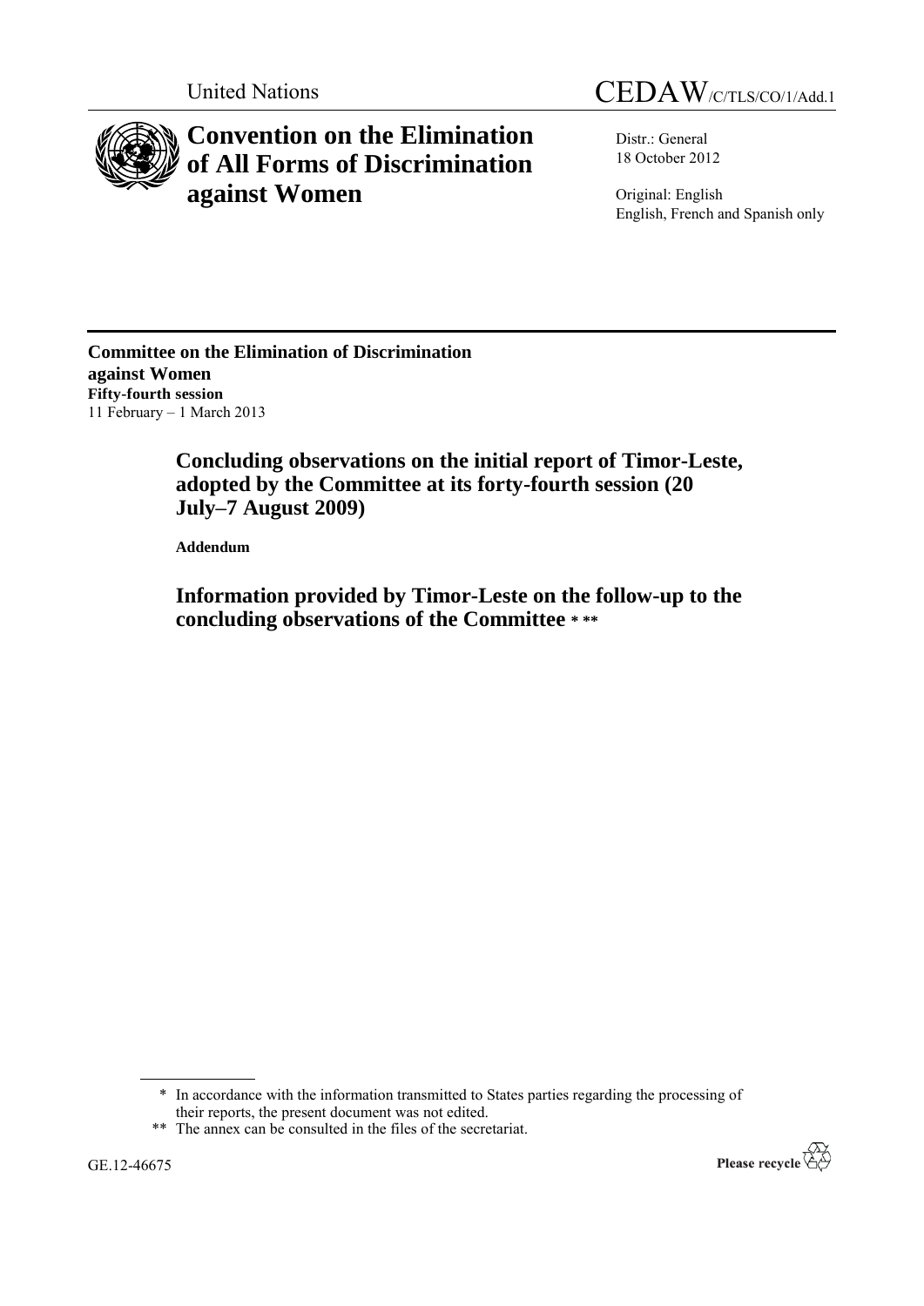United Nations

CEDAW/C/TLS/CO/1/Add.1

# Convention on the Elimination of All Forms of Discrimination against Women

Distr.: General
18 October 2012

Original: English
English, French and Spanish only

**Committee on the Elimination of Discrimination against Women**
**Fifty-fourth session**
11 February – 1 March 2013

## Concluding observations on the initial report of Timor-Leste, adopted by the Committee at its forty-fourth session (20 July–7 August 2009)

**Addendum**

## Information provided by Timor-Leste on the follow-up to the concluding observations of the Committee * **

\* In accordance with the information transmitted to States parties regarding the processing of their reports, the present document was not edited.

\*\* The annex can be consulted in the files of the secretariat.

GE.12-46675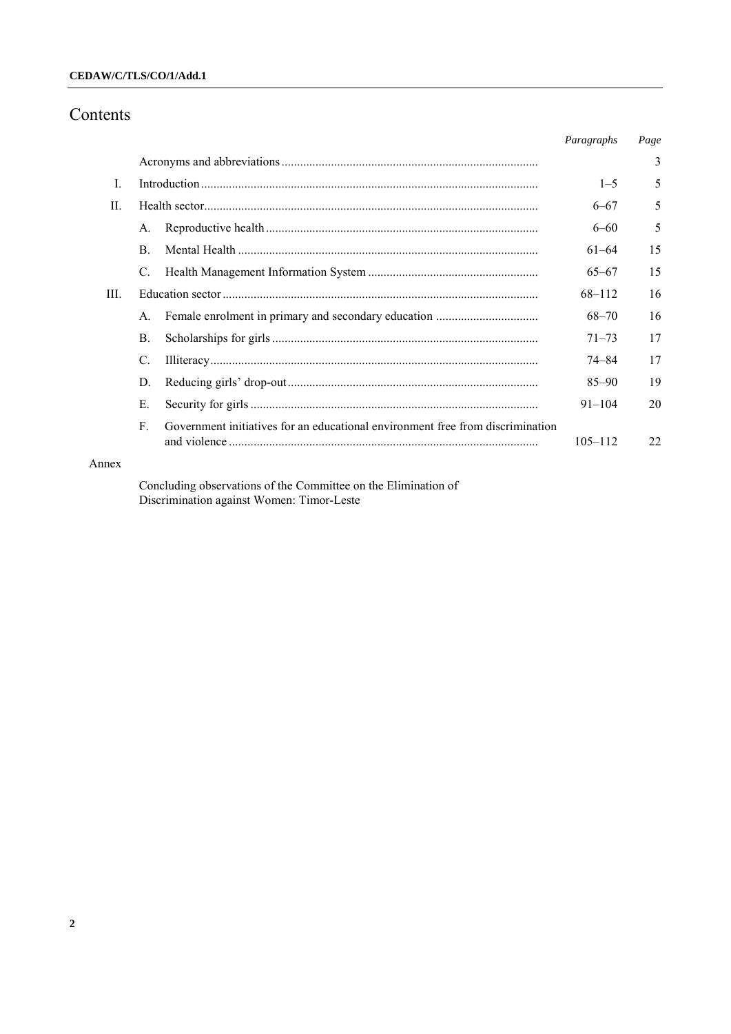# Contents

| | | | *Paragraphs* | *Page* |
|---|---|---|---|---|
| | Acronyms and abbreviations | | | 3 |
| I. | Introduction | | 1–5 | 5 |
| II. | Health sector | | 6–67 | 5 |
| | A. | Reproductive health | 6–60 | 5 |
| | B. | Mental Health | 61–64 | 15 |
| | C. | Health Management Information System | 65–67 | 15 |
| III. | Education sector | | 68–112 | 16 |
| | A. | Female enrolment in primary and secondary education | 68–70 | 16 |
| | B. | Scholarships for girls | 71–73 | 17 |
| | C. | Illiteracy | 74–84 | 17 |
| | D. | Reducing girls' drop-out | 85–90 | 19 |
| | E. | Security for girls | 91–104 | 20 |
| | F. | Government initiatives for an educational environment free from discrimination and violence | 105–112 | 22 |

Annex

Concluding observations of the Committee on the Elimination of Discrimination against Women: Timor-Leste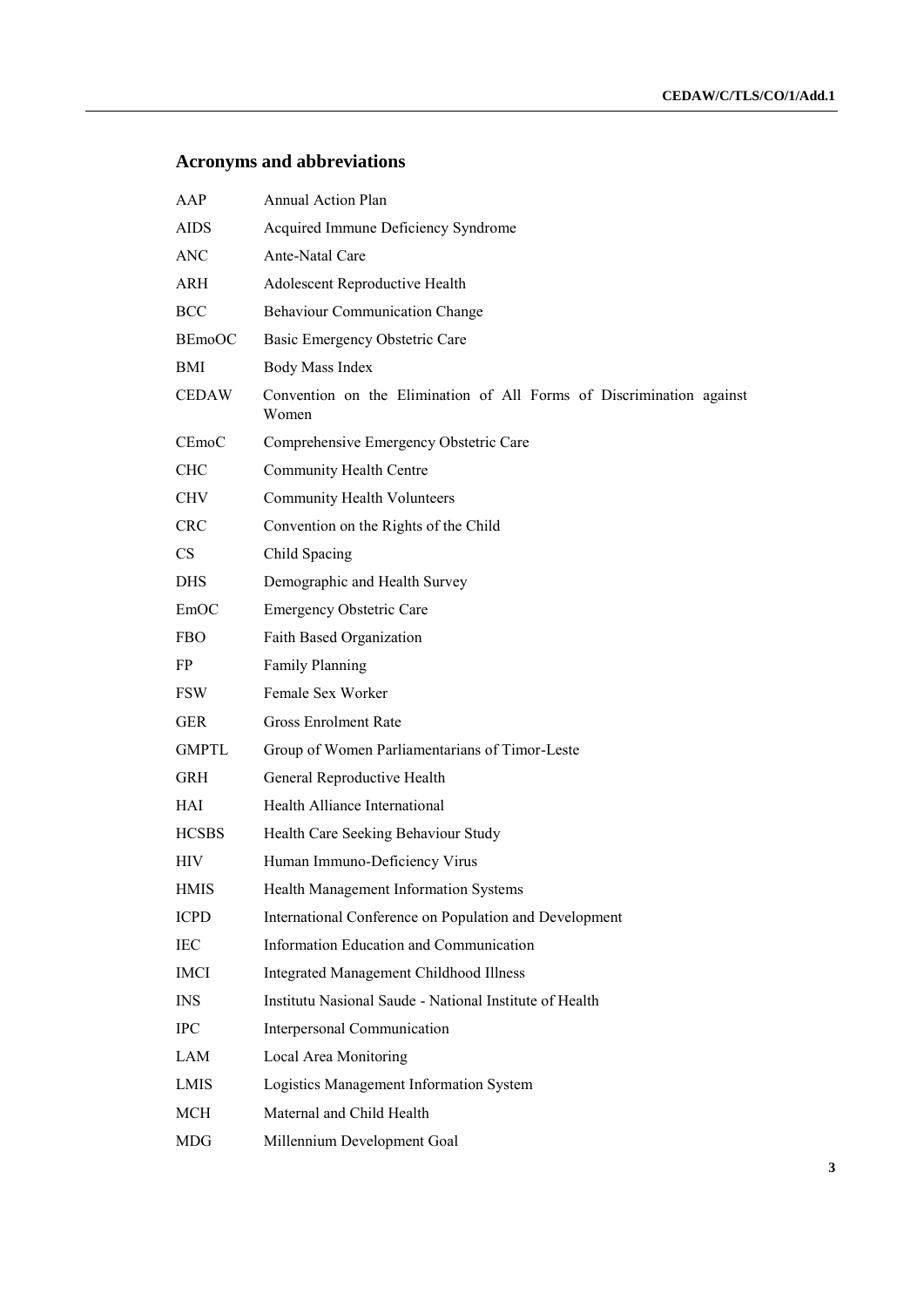## Acronyms and abbreviations

| | |
|---|---|
| AAP | Annual Action Plan |
| AIDS | Acquired Immune Deficiency Syndrome |
| ANC | Ante-Natal Care |
| ARH | Adolescent Reproductive Health |
| BCC | Behaviour Communication Change |
| BEmoOC | Basic Emergency Obstetric Care |
| BMI | Body Mass Index |
| CEDAW | Convention on the Elimination of All Forms of Discrimination against Women |
| CEmoC | Comprehensive Emergency Obstetric Care |
| CHC | Community Health Centre |
| CHV | Community Health Volunteers |
| CRC | Convention on the Rights of the Child |
| CS | Child Spacing |
| DHS | Demographic and Health Survey |
| EmOC | Emergency Obstetric Care |
| FBO | Faith Based Organization |
| FP | Family Planning |
| FSW | Female Sex Worker |
| GER | Gross Enrolment Rate |
| GMPTL | Group of Women Parliamentarians of Timor-Leste |
| GRH | General Reproductive Health |
| HAI | Health Alliance International |
| HCSBS | Health Care Seeking Behaviour Study |
| HIV | Human Immuno-Deficiency Virus |
| HMIS | Health Management Information Systems |
| ICPD | International Conference on Population and Development |
| IEC | Information Education and Communication |
| IMCI | Integrated Management Childhood Illness |
| INS | Institutu Nasional Saude - National Institute of Health |
| IPC | Interpersonal Communication |
| LAM | Local Area Monitoring |
| LMIS | Logistics Management Information System |
| MCH | Maternal and Child Health |
| MDG | Millennium Development Goal |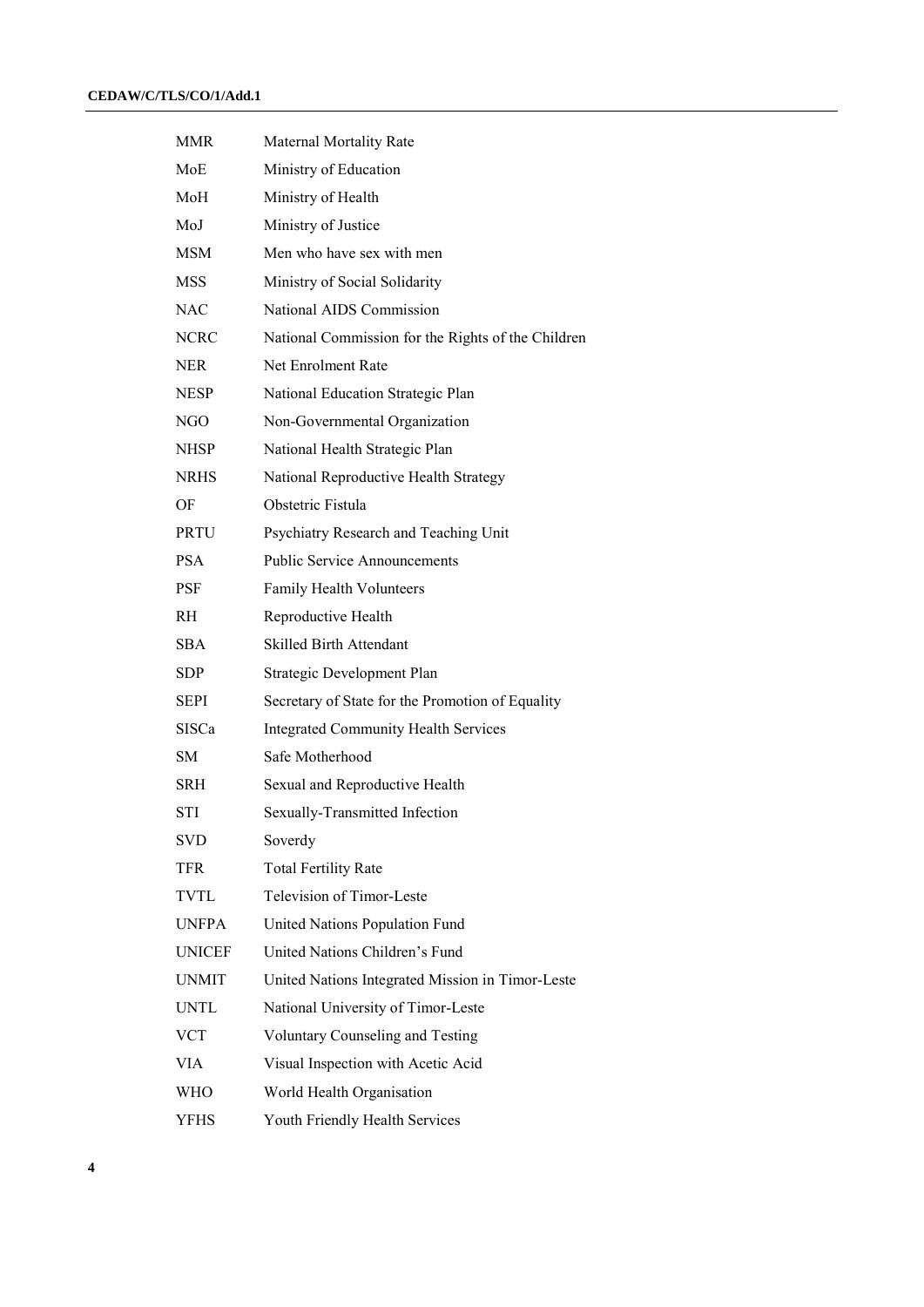| | |
|---|---|
| MMR | Maternal Mortality Rate |
| MoE | Ministry of Education |
| MoH | Ministry of Health |
| MoJ | Ministry of Justice |
| MSM | Men who have sex with men |
| MSS | Ministry of Social Solidarity |
| NAC | National AIDS Commission |
| NCRC | National Commission for the Rights of the Children |
| NER | Net Enrolment Rate |
| NESP | National Education Strategic Plan |
| NGO | Non-Governmental Organization |
| NHSP | National Health Strategic Plan |
| NRHS | National Reproductive Health Strategy |
| OF | Obstetric Fistula |
| PRTU | Psychiatry Research and Teaching Unit |
| PSA | Public Service Announcements |
| PSF | Family Health Volunteers |
| RH | Reproductive Health |
| SBA | Skilled Birth Attendant |
| SDP | Strategic Development Plan |
| SEPI | Secretary of State for the Promotion of Equality |
| SISCa | Integrated Community Health Services |
| SM | Safe Motherhood |
| SRH | Sexual and Reproductive Health |
| STI | Sexually-Transmitted Infection |
| SVD | Soverdy |
| TFR | Total Fertility Rate |
| TVTL | Television of Timor-Leste |
| UNFPA | United Nations Population Fund |
| UNICEF | United Nations Children's Fund |
| UNMIT | United Nations Integrated Mission in Timor-Leste |
| UNTL | National University of Timor-Leste |
| VCT | Voluntary Counseling and Testing |
| VIA | Visual Inspection with Acetic Acid |
| WHO | World Health Organisation |
| YFHS | Youth Friendly Health Services |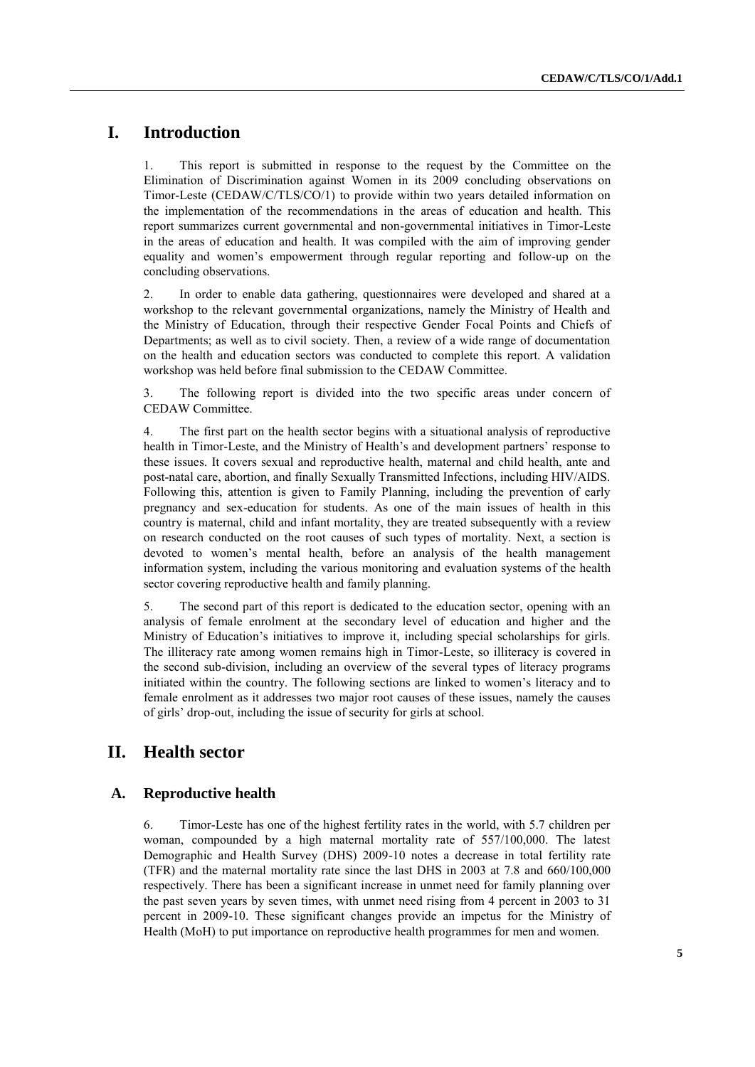# I. Introduction

1. This report is submitted in response to the request by the Committee on the Elimination of Discrimination against Women in its 2009 concluding observations on Timor-Leste (CEDAW/C/TLS/CO/1) to provide within two years detailed information on the implementation of the recommendations in the areas of education and health. This report summarizes current governmental and non-governmental initiatives in Timor-Leste in the areas of education and health. It was compiled with the aim of improving gender equality and women's empowerment through regular reporting and follow-up on the concluding observations.

2. In order to enable data gathering, questionnaires were developed and shared at a workshop to the relevant governmental organizations, namely the Ministry of Health and the Ministry of Education, through their respective Gender Focal Points and Chiefs of Departments; as well as to civil society. Then, a review of a wide range of documentation on the health and education sectors was conducted to complete this report. A validation workshop was held before final submission to the CEDAW Committee.

3. The following report is divided into the two specific areas under concern of CEDAW Committee.

4. The first part on the health sector begins with a situational analysis of reproductive health in Timor-Leste, and the Ministry of Health's and development partners' response to these issues. It covers sexual and reproductive health, maternal and child health, ante and post-natal care, abortion, and finally Sexually Transmitted Infections, including HIV/AIDS. Following this, attention is given to Family Planning, including the prevention of early pregnancy and sex-education for students. As one of the main issues of health in this country is maternal, child and infant mortality, they are treated subsequently with a review on research conducted on the root causes of such types of mortality. Next, a section is devoted to women's mental health, before an analysis of the health management information system, including the various monitoring and evaluation systems of the health sector covering reproductive health and family planning.

5. The second part of this report is dedicated to the education sector, opening with an analysis of female enrolment at the secondary level of education and higher and the Ministry of Education's initiatives to improve it, including special scholarships for girls. The illiteracy rate among women remains high in Timor-Leste, so illiteracy is covered in the second sub-division, including an overview of the several types of literacy programs initiated within the country. The following sections are linked to women's literacy and to female enrolment as it addresses two major root causes of these issues, namely the causes of girls' drop-out, including the issue of security for girls at school.

# II. Health sector

## A. Reproductive health

6. Timor-Leste has one of the highest fertility rates in the world, with 5.7 children per woman, compounded by a high maternal mortality rate of 557/100,000. The latest Demographic and Health Survey (DHS) 2009-10 notes a decrease in total fertility rate (TFR) and the maternal mortality rate since the last DHS in 2003 at 7.8 and 660/100,000 respectively. There has been a significant increase in unmet need for family planning over the past seven years by seven times, with unmet need rising from 4 percent in 2003 to 31 percent in 2009-10. These significant changes provide an impetus for the Ministry of Health (MoH) to put importance on reproductive health programmes for men and women.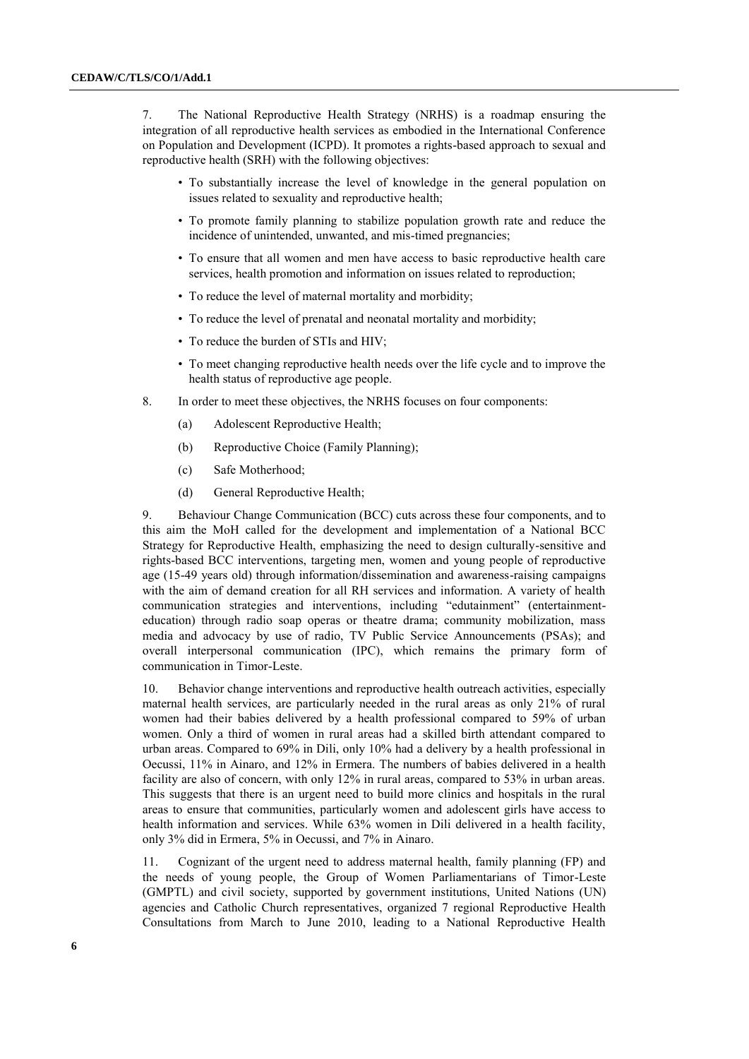7. The National Reproductive Health Strategy (NRHS) is a roadmap ensuring the integration of all reproductive health services as embodied in the International Conference on Population and Development (ICPD). It promotes a rights-based approach to sexual and reproductive health (SRH) with the following objectives:

- To substantially increase the level of knowledge in the general population on issues related to sexuality and reproductive health;
- To promote family planning to stabilize population growth rate and reduce the incidence of unintended, unwanted, and mis-timed pregnancies;
- To ensure that all women and men have access to basic reproductive health care services, health promotion and information on issues related to reproduction;
- To reduce the level of maternal mortality and morbidity;
- To reduce the level of prenatal and neonatal mortality and morbidity;
- To reduce the burden of STIs and HIV;
- To meet changing reproductive health needs over the life cycle and to improve the health status of reproductive age people.

8. In order to meet these objectives, the NRHS focuses on four components:

(a) Adolescent Reproductive Health;

(b) Reproductive Choice (Family Planning);

(c) Safe Motherhood;

(d) General Reproductive Health;

9. Behaviour Change Communication (BCC) cuts across these four components, and to this aim the MoH called for the development and implementation of a National BCC Strategy for Reproductive Health, emphasizing the need to design culturally-sensitive and rights-based BCC interventions, targeting men, women and young people of reproductive age (15-49 years old) through information/dissemination and awareness-raising campaigns with the aim of demand creation for all RH services and information. A variety of health communication strategies and interventions, including "edutainment" (entertainment-education) through radio soap operas or theatre drama; community mobilization, mass media and advocacy by use of radio, TV Public Service Announcements (PSAs); and overall interpersonal communication (IPC), which remains the primary form of communication in Timor-Leste.

10. Behavior change interventions and reproductive health outreach activities, especially maternal health services, are particularly needed in the rural areas as only 21% of rural women had their babies delivered by a health professional compared to 59% of urban women. Only a third of women in rural areas had a skilled birth attendant compared to urban areas. Compared to 69% in Dili, only 10% had a delivery by a health professional in Oecussi, 11% in Ainaro, and 12% in Ermera. The numbers of babies delivered in a health facility are also of concern, with only 12% in rural areas, compared to 53% in urban areas. This suggests that there is an urgent need to build more clinics and hospitals in the rural areas to ensure that communities, particularly women and adolescent girls have access to health information and services. While 63% women in Dili delivered in a health facility, only 3% did in Ermera, 5% in Oecussi, and 7% in Ainaro.

11. Cognizant of the urgent need to address maternal health, family planning (FP) and the needs of young people, the Group of Women Parliamentarians of Timor-Leste (GMPTL) and civil society, supported by government institutions, United Nations (UN) agencies and Catholic Church representatives, organized 7 regional Reproductive Health Consultations from March to June 2010, leading to a National Reproductive Health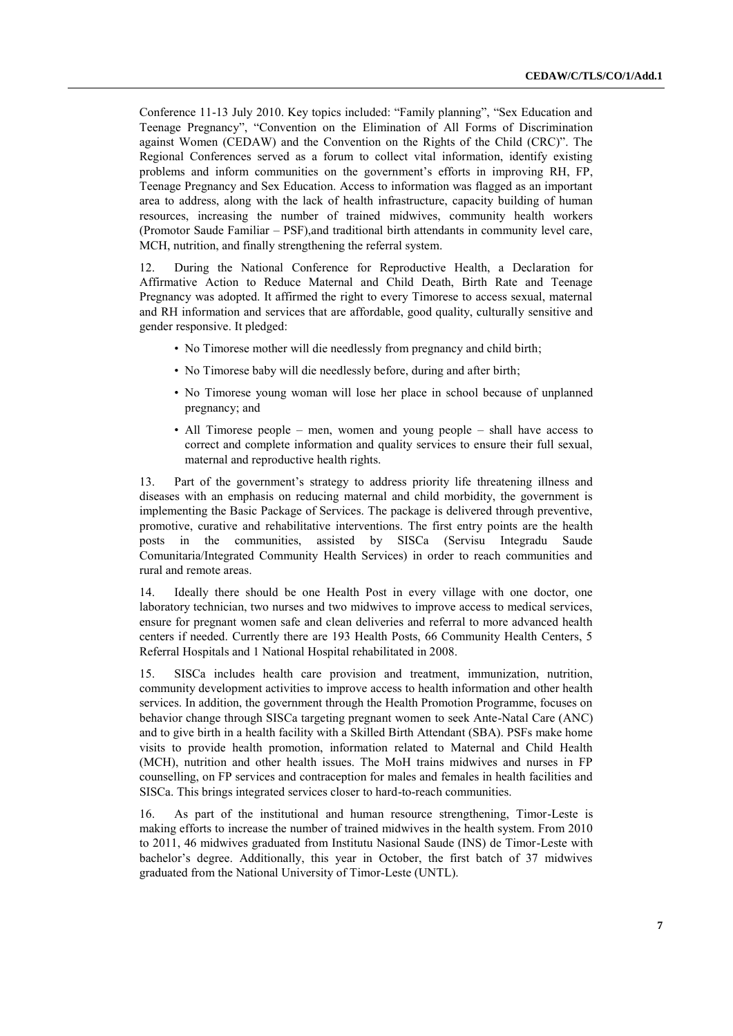Conference 11-13 July 2010. Key topics included: "Family planning", "Sex Education and Teenage Pregnancy", "Convention on the Elimination of All Forms of Discrimination against Women (CEDAW) and the Convention on the Rights of the Child (CRC)". The Regional Conferences served as a forum to collect vital information, identify existing problems and inform communities on the government's efforts in improving RH, FP, Teenage Pregnancy and Sex Education. Access to information was flagged as an important area to address, along with the lack of health infrastructure, capacity building of human resources, increasing the number of trained midwives, community health workers (Promotor Saude Familiar – PSF),and traditional birth attendants in community level care, MCH, nutrition, and finally strengthening the referral system.

12. During the National Conference for Reproductive Health, a Declaration for Affirmative Action to Reduce Maternal and Child Death, Birth Rate and Teenage Pregnancy was adopted. It affirmed the right to every Timorese to access sexual, maternal and RH information and services that are affordable, good quality, culturally sensitive and gender responsive. It pledged:

- No Timorese mother will die needlessly from pregnancy and child birth;
- No Timorese baby will die needlessly before, during and after birth;
- No Timorese young woman will lose her place in school because of unplanned pregnancy; and
- All Timorese people – men, women and young people – shall have access to correct and complete information and quality services to ensure their full sexual, maternal and reproductive health rights.

13. Part of the government's strategy to address priority life threatening illness and diseases with an emphasis on reducing maternal and child morbidity, the government is implementing the Basic Package of Services. The package is delivered through preventive, promotive, curative and rehabilitative interventions. The first entry points are the health posts in the communities, assisted by SISCa (Servisu Integradu Saude Comunitaria/Integrated Community Health Services) in order to reach communities and rural and remote areas.

14. Ideally there should be one Health Post in every village with one doctor, one laboratory technician, two nurses and two midwives to improve access to medical services, ensure for pregnant women safe and clean deliveries and referral to more advanced health centers if needed. Currently there are 193 Health Posts, 66 Community Health Centers, 5 Referral Hospitals and 1 National Hospital rehabilitated in 2008.

15. SISCa includes health care provision and treatment, immunization, nutrition, community development activities to improve access to health information and other health services. In addition, the government through the Health Promotion Programme, focuses on behavior change through SISCa targeting pregnant women to seek Ante-Natal Care (ANC) and to give birth in a health facility with a Skilled Birth Attendant (SBA). PSFs make home visits to provide health promotion, information related to Maternal and Child Health (MCH), nutrition and other health issues. The MoH trains midwives and nurses in FP counselling, on FP services and contraception for males and females in health facilities and SISCa. This brings integrated services closer to hard-to-reach communities.

16. As part of the institutional and human resource strengthening, Timor-Leste is making efforts to increase the number of trained midwives in the health system. From 2010 to 2011, 46 midwives graduated from Institutu Nasional Saude (INS) de Timor-Leste with bachelor's degree. Additionally, this year in October, the first batch of 37 midwives graduated from the National University of Timor-Leste (UNTL).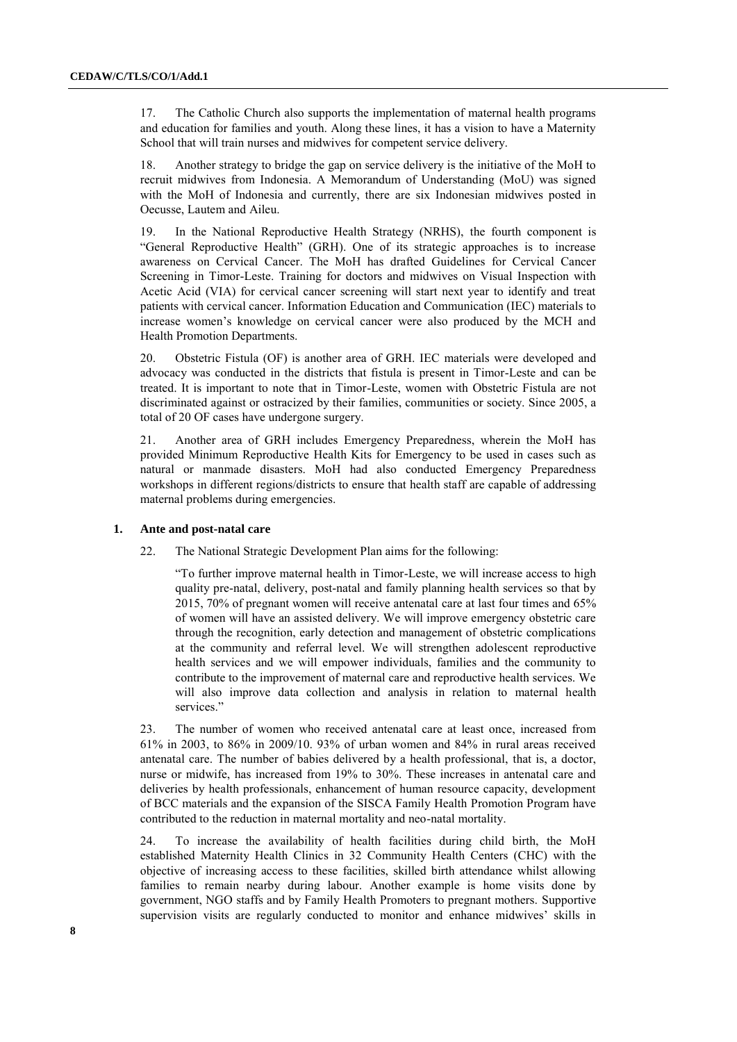17. The Catholic Church also supports the implementation of maternal health programs and education for families and youth. Along these lines, it has a vision to have a Maternity School that will train nurses and midwives for competent service delivery.

18. Another strategy to bridge the gap on service delivery is the initiative of the MoH to recruit midwives from Indonesia. A Memorandum of Understanding (MoU) was signed with the MoH of Indonesia and currently, there are six Indonesian midwives posted in Oecusse, Lautem and Aileu.

19. In the National Reproductive Health Strategy (NRHS), the fourth component is "General Reproductive Health" (GRH). One of its strategic approaches is to increase awareness on Cervical Cancer. The MoH has drafted Guidelines for Cervical Cancer Screening in Timor-Leste. Training for doctors and midwives on Visual Inspection with Acetic Acid (VIA) for cervical cancer screening will start next year to identify and treat patients with cervical cancer. Information Education and Communication (IEC) materials to increase women's knowledge on cervical cancer were also produced by the MCH and Health Promotion Departments.

20. Obstetric Fistula (OF) is another area of GRH. IEC materials were developed and advocacy was conducted in the districts that fistula is present in Timor-Leste and can be treated. It is important to note that in Timor-Leste, women with Obstetric Fistula are not discriminated against or ostracized by their families, communities or society. Since 2005, a total of 20 OF cases have undergone surgery.

21. Another area of GRH includes Emergency Preparedness, wherein the MoH has provided Minimum Reproductive Health Kits for Emergency to be used in cases such as natural or manmade disasters. MoH had also conducted Emergency Preparedness workshops in different regions/districts to ensure that health staff are capable of addressing maternal problems during emergencies.

### 1. Ante and post-natal care

22. The National Strategic Development Plan aims for the following:

> "To further improve maternal health in Timor-Leste, we will increase access to high quality pre-natal, delivery, post-natal and family planning health services so that by 2015, 70% of pregnant women will receive antenatal care at last four times and 65% of women will have an assisted delivery. We will improve emergency obstetric care through the recognition, early detection and management of obstetric complications at the community and referral level. We will strengthen adolescent reproductive health services and we will empower individuals, families and the community to contribute to the improvement of maternal care and reproductive health services. We will also improve data collection and analysis in relation to maternal health services."

23. The number of women who received antenatal care at least once, increased from 61% in 2003, to 86% in 2009/10. 93% of urban women and 84% in rural areas received antenatal care. The number of babies delivered by a health professional, that is, a doctor, nurse or midwife, has increased from 19% to 30%. These increases in antenatal care and deliveries by health professionals, enhancement of human resource capacity, development of BCC materials and the expansion of the SISCA Family Health Promotion Program have contributed to the reduction in maternal mortality and neo-natal mortality.

24. To increase the availability of health facilities during child birth, the MoH established Maternity Health Clinics in 32 Community Health Centers (CHC) with the objective of increasing access to these facilities, skilled birth attendance whilst allowing families to remain nearby during labour. Another example is home visits done by government, NGO staffs and by Family Health Promoters to pregnant mothers. Supportive supervision visits are regularly conducted to monitor and enhance midwives' skills in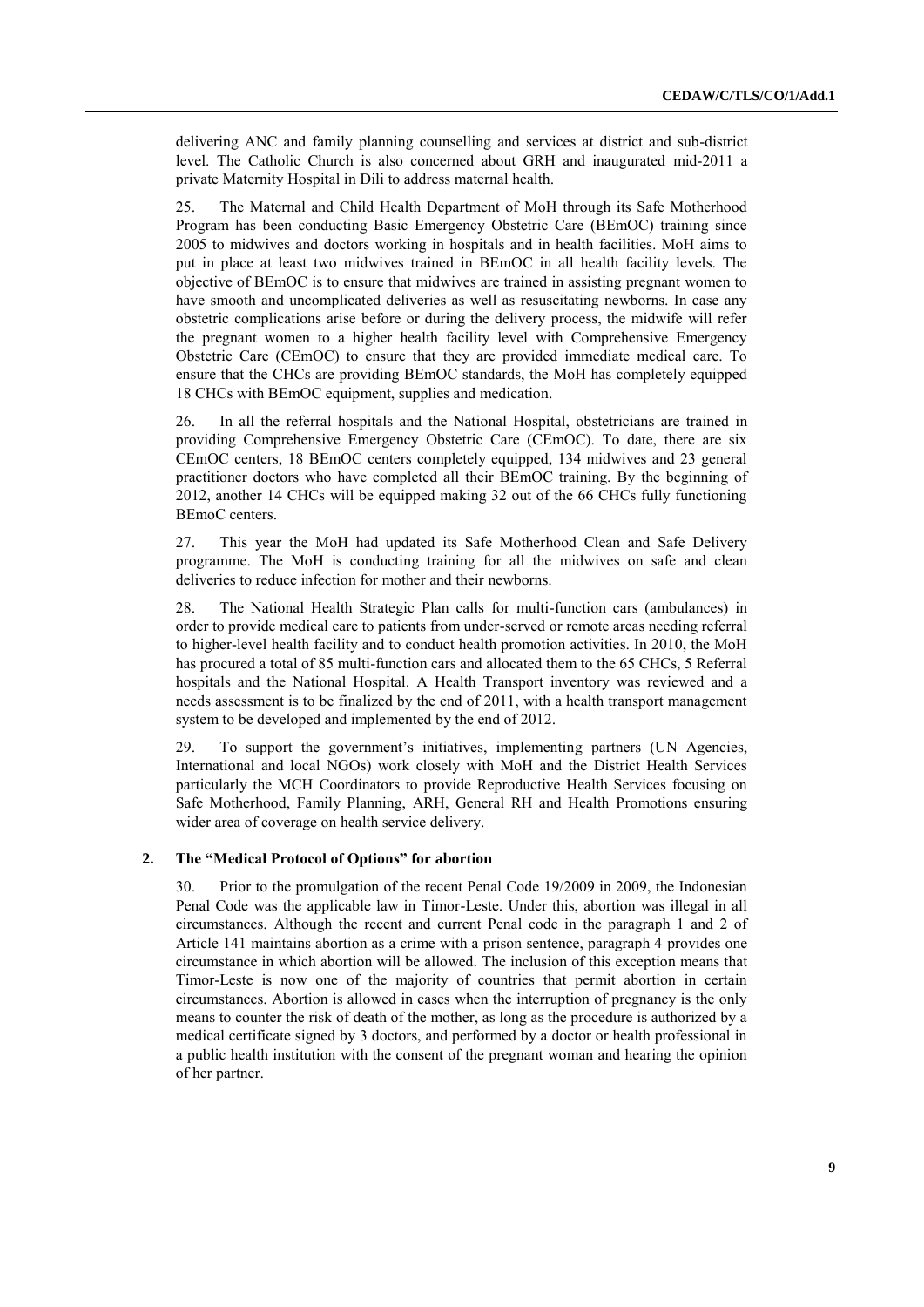delivering ANC and family planning counselling and services at district and sub-district level. The Catholic Church is also concerned about GRH and inaugurated mid-2011 a private Maternity Hospital in Dili to address maternal health.

25. The Maternal and Child Health Department of MoH through its Safe Motherhood Program has been conducting Basic Emergency Obstetric Care (BEmOC) training since 2005 to midwives and doctors working in hospitals and in health facilities. MoH aims to put in place at least two midwives trained in BEmOC in all health facility levels. The objective of BEmOC is to ensure that midwives are trained in assisting pregnant women to have smooth and uncomplicated deliveries as well as resuscitating newborns. In case any obstetric complications arise before or during the delivery process, the midwife will refer the pregnant women to a higher health facility level with Comprehensive Emergency Obstetric Care (CEmOC) to ensure that they are provided immediate medical care. To ensure that the CHCs are providing BEmOC standards, the MoH has completely equipped 18 CHCs with BEmOC equipment, supplies and medication.

26. In all the referral hospitals and the National Hospital, obstetricians are trained in providing Comprehensive Emergency Obstetric Care (CEmOC). To date, there are six CEmOC centers, 18 BEmOC centers completely equipped, 134 midwives and 23 general practitioner doctors who have completed all their BEmOC training. By the beginning of 2012, another 14 CHCs will be equipped making 32 out of the 66 CHCs fully functioning BEmoC centers.

27. This year the MoH had updated its Safe Motherhood Clean and Safe Delivery programme. The MoH is conducting training for all the midwives on safe and clean deliveries to reduce infection for mother and their newborns.

28. The National Health Strategic Plan calls for multi-function cars (ambulances) in order to provide medical care to patients from under-served or remote areas needing referral to higher-level health facility and to conduct health promotion activities. In 2010, the MoH has procured a total of 85 multi-function cars and allocated them to the 65 CHCs, 5 Referral hospitals and the National Hospital. A Health Transport inventory was reviewed and a needs assessment is to be finalized by the end of 2011, with a health transport management system to be developed and implemented by the end of 2012.

29. To support the government's initiatives, implementing partners (UN Agencies, International and local NGOs) work closely with MoH and the District Health Services particularly the MCH Coordinators to provide Reproductive Health Services focusing on Safe Motherhood, Family Planning, ARH, General RH and Health Promotions ensuring wider area of coverage on health service delivery.

## 2. The "Medical Protocol of Options" for abortion

30. Prior to the promulgation of the recent Penal Code 19/2009 in 2009, the Indonesian Penal Code was the applicable law in Timor-Leste. Under this, abortion was illegal in all circumstances. Although the recent and current Penal code in the paragraph 1 and 2 of Article 141 maintains abortion as a crime with a prison sentence, paragraph 4 provides one circumstance in which abortion will be allowed. The inclusion of this exception means that Timor-Leste is now one of the majority of countries that permit abortion in certain circumstances. Abortion is allowed in cases when the interruption of pregnancy is the only means to counter the risk of death of the mother, as long as the procedure is authorized by a medical certificate signed by 3 doctors, and performed by a doctor or health professional in a public health institution with the consent of the pregnant woman and hearing the opinion of her partner.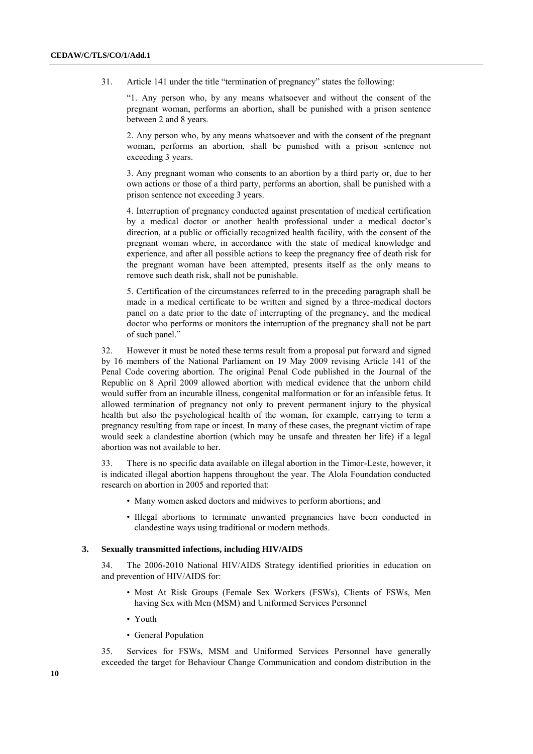31. Article 141 under the title "termination of pregnancy" states the following:

> "1. Any person who, by any means whatsoever and without the consent of the pregnant woman, performs an abortion, shall be punished with a prison sentence between 2 and 8 years.
>
> 2. Any person who, by any means whatsoever and with the consent of the pregnant woman, performs an abortion, shall be punished with a prison sentence not exceeding 3 years.
>
> 3. Any pregnant woman who consents to an abortion by a third party or, due to her own actions or those of a third party, performs an abortion, shall be punished with a prison sentence not exceeding 3 years.
>
> 4. Interruption of pregnancy conducted against presentation of medical certification by a medical doctor or another health professional under a medical doctor's direction, at a public or officially recognized health facility, with the consent of the pregnant woman where, in accordance with the state of medical knowledge and experience, and after all possible actions to keep the pregnancy free of death risk for the pregnant woman have been attempted, presents itself as the only means to remove such death risk, shall not be punishable.
>
> 5. Certification of the circumstances referred to in the preceding paragraph shall be made in a medical certificate to be written and signed by a three-medical doctors panel on a date prior to the date of interrupting of the pregnancy, and the medical doctor who performs or monitors the interruption of the pregnancy shall not be part of such panel."

32. However it must be noted these terms result from a proposal put forward and signed by 16 members of the National Parliament on 19 May 2009 revising Article 141 of the Penal Code covering abortion. The original Penal Code published in the Journal of the Republic on 8 April 2009 allowed abortion with medical evidence that the unborn child would suffer from an incurable illness, congenital malformation or for an infeasible fetus. It allowed termination of pregnancy not only to prevent permanent injury to the physical health but also the psychological health of the woman, for example, carrying to term a pregnancy resulting from rape or incest. In many of these cases, the pregnant victim of rape would seek a clandestine abortion (which may be unsafe and threaten her life) if a legal abortion was not available to her.

33. There is no specific data available on illegal abortion in the Timor-Leste, however, it is indicated illegal abortion happens throughout the year. The Alola Foundation conducted research on abortion in 2005 and reported that:

- Many women asked doctors and midwives to perform abortions; and
- Illegal abortions to terminate unwanted pregnancies have been conducted in clandestine ways using traditional or modern methods.

### 3. Sexually transmitted infections, including HIV/AIDS

34. The 2006-2010 National HIV/AIDS Strategy identified priorities in education on and prevention of HIV/AIDS for:

- Most At Risk Groups (Female Sex Workers (FSWs), Clients of FSWs, Men having Sex with Men (MSM) and Uniformed Services Personnel
- Youth
- General Population

35. Services for FSWs, MSM and Uniformed Services Personnel have generally exceeded the target for Behaviour Change Communication and condom distribution in the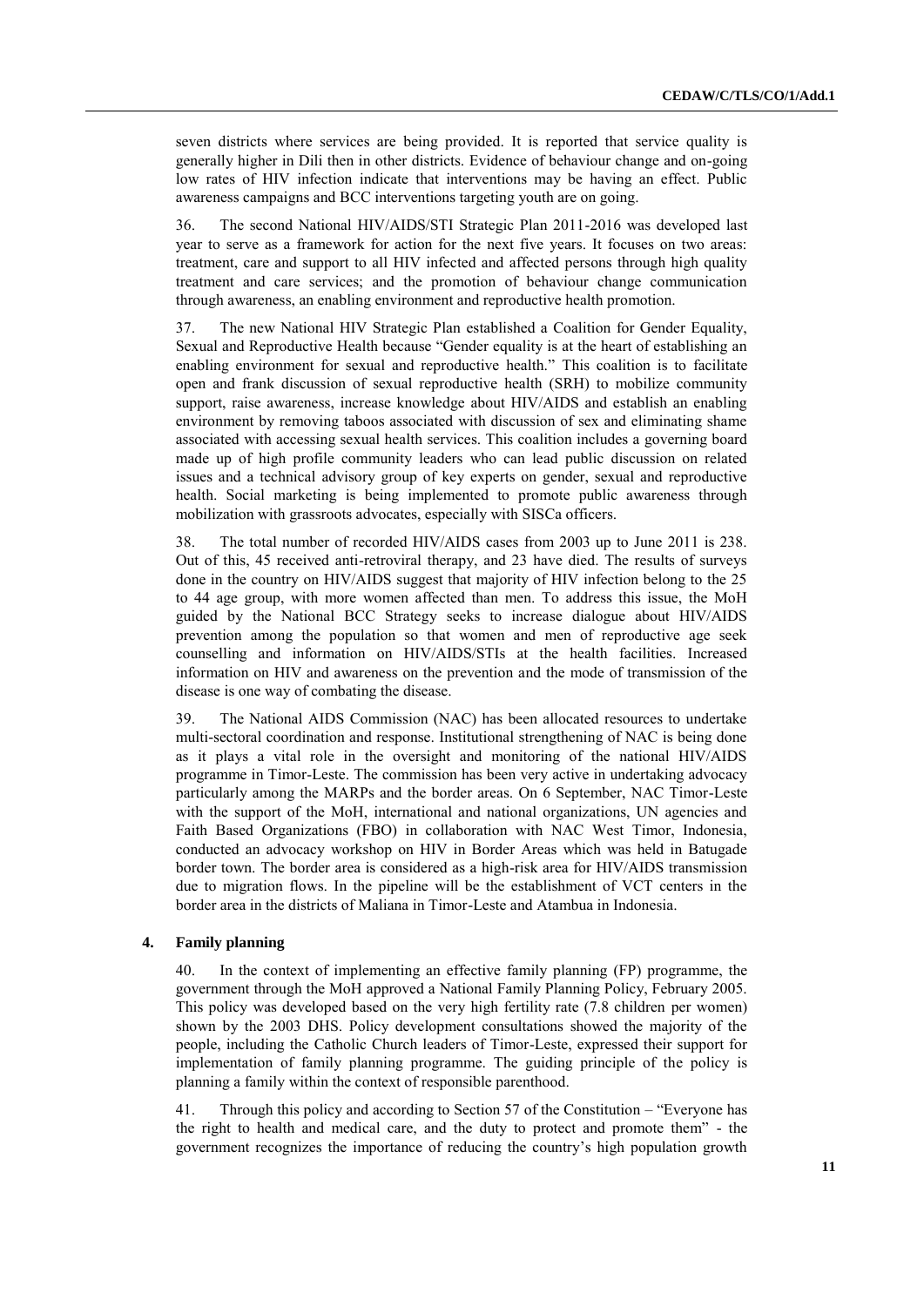seven districts where services are being provided. It is reported that service quality is generally higher in Dili then in other districts. Evidence of behaviour change and on-going low rates of HIV infection indicate that interventions may be having an effect. Public awareness campaigns and BCC interventions targeting youth are on going.

36. The second National HIV/AIDS/STI Strategic Plan 2011-2016 was developed last year to serve as a framework for action for the next five years. It focuses on two areas: treatment, care and support to all HIV infected and affected persons through high quality treatment and care services; and the promotion of behaviour change communication through awareness, an enabling environment and reproductive health promotion.

37. The new National HIV Strategic Plan established a Coalition for Gender Equality, Sexual and Reproductive Health because "Gender equality is at the heart of establishing an enabling environment for sexual and reproductive health." This coalition is to facilitate open and frank discussion of sexual reproductive health (SRH) to mobilize community support, raise awareness, increase knowledge about HIV/AIDS and establish an enabling environment by removing taboos associated with discussion of sex and eliminating shame associated with accessing sexual health services. This coalition includes a governing board made up of high profile community leaders who can lead public discussion on related issues and a technical advisory group of key experts on gender, sexual and reproductive health. Social marketing is being implemented to promote public awareness through mobilization with grassroots advocates, especially with SISCa officers.

38. The total number of recorded HIV/AIDS cases from 2003 up to June 2011 is 238. Out of this, 45 received anti-retroviral therapy, and 23 have died. The results of surveys done in the country on HIV/AIDS suggest that majority of HIV infection belong to the 25 to 44 age group, with more women affected than men. To address this issue, the MoH guided by the National BCC Strategy seeks to increase dialogue about HIV/AIDS prevention among the population so that women and men of reproductive age seek counselling and information on HIV/AIDS/STIs at the health facilities. Increased information on HIV and awareness on the prevention and the mode of transmission of the disease is one way of combating the disease.

39. The National AIDS Commission (NAC) has been allocated resources to undertake multi-sectoral coordination and response. Institutional strengthening of NAC is being done as it plays a vital role in the oversight and monitoring of the national HIV/AIDS programme in Timor-Leste. The commission has been very active in undertaking advocacy particularly among the MARPs and the border areas. On 6 September, NAC Timor-Leste with the support of the MoH, international and national organizations, UN agencies and Faith Based Organizations (FBO) in collaboration with NAC West Timor, Indonesia, conducted an advocacy workshop on HIV in Border Areas which was held in Batugade border town. The border area is considered as a high-risk area for HIV/AIDS transmission due to migration flows. In the pipeline will be the establishment of VCT centers in the border area in the districts of Maliana in Timor-Leste and Atambua in Indonesia.

### 4. Family planning

40. In the context of implementing an effective family planning (FP) programme, the government through the MoH approved a National Family Planning Policy, February 2005. This policy was developed based on the very high fertility rate (7.8 children per women) shown by the 2003 DHS. Policy development consultations showed the majority of the people, including the Catholic Church leaders of Timor-Leste, expressed their support for implementation of family planning programme. The guiding principle of the policy is planning a family within the context of responsible parenthood.

41. Through this policy and according to Section 57 of the Constitution – "Everyone has the right to health and medical care, and the duty to protect and promote them" - the government recognizes the importance of reducing the country's high population growth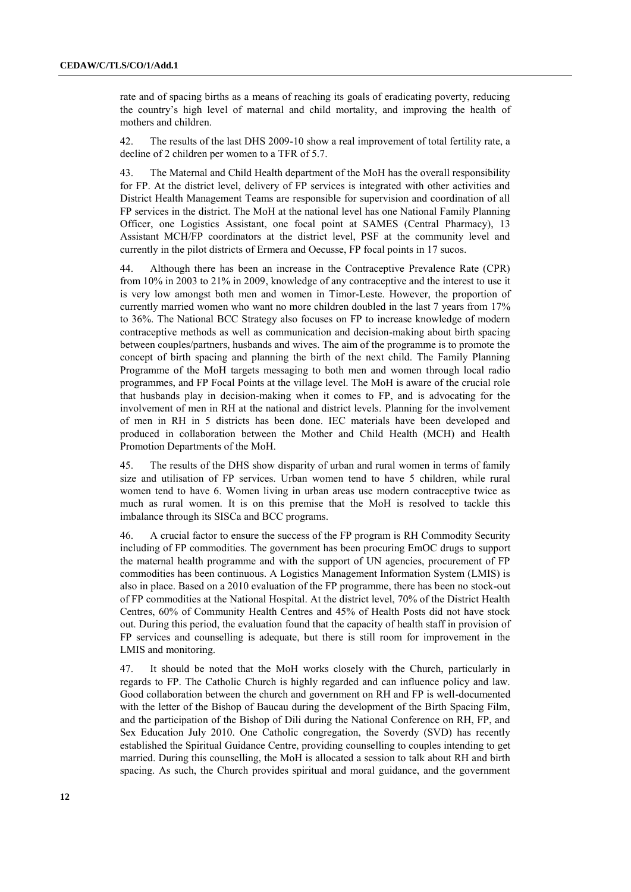rate and of spacing births as a means of reaching its goals of eradicating poverty, reducing the country's high level of maternal and child mortality, and improving the health of mothers and children.

42. The results of the last DHS 2009-10 show a real improvement of total fertility rate, a decline of 2 children per women to a TFR of 5.7.

43. The Maternal and Child Health department of the MoH has the overall responsibility for FP. At the district level, delivery of FP services is integrated with other activities and District Health Management Teams are responsible for supervision and coordination of all FP services in the district. The MoH at the national level has one National Family Planning Officer, one Logistics Assistant, one focal point at SAMES (Central Pharmacy), 13 Assistant MCH/FP coordinators at the district level, PSF at the community level and currently in the pilot districts of Ermera and Oecusse, FP focal points in 17 sucos.

44. Although there has been an increase in the Contraceptive Prevalence Rate (CPR) from 10% in 2003 to 21% in 2009, knowledge of any contraceptive and the interest to use it is very low amongst both men and women in Timor-Leste. However, the proportion of currently married women who want no more children doubled in the last 7 years from 17% to 36%. The National BCC Strategy also focuses on FP to increase knowledge of modern contraceptive methods as well as communication and decision-making about birth spacing between couples/partners, husbands and wives. The aim of the programme is to promote the concept of birth spacing and planning the birth of the next child. The Family Planning Programme of the MoH targets messaging to both men and women through local radio programmes, and FP Focal Points at the village level. The MoH is aware of the crucial role that husbands play in decision-making when it comes to FP, and is advocating for the involvement of men in RH at the national and district levels. Planning for the involvement of men in RH in 5 districts has been done. IEC materials have been developed and produced in collaboration between the Mother and Child Health (MCH) and Health Promotion Departments of the MoH.

45. The results of the DHS show disparity of urban and rural women in terms of family size and utilisation of FP services. Urban women tend to have 5 children, while rural women tend to have 6. Women living in urban areas use modern contraceptive twice as much as rural women. It is on this premise that the MoH is resolved to tackle this imbalance through its SISCa and BCC programs.

46. A crucial factor to ensure the success of the FP program is RH Commodity Security including of FP commodities. The government has been procuring EmOC drugs to support the maternal health programme and with the support of UN agencies, procurement of FP commodities has been continuous. A Logistics Management Information System (LMIS) is also in place. Based on a 2010 evaluation of the FP programme, there has been no stock-out of FP commodities at the National Hospital. At the district level, 70% of the District Health Centres, 60% of Community Health Centres and 45% of Health Posts did not have stock out. During this period, the evaluation found that the capacity of health staff in provision of FP services and counselling is adequate, but there is still room for improvement in the LMIS and monitoring.

47. It should be noted that the MoH works closely with the Church, particularly in regards to FP. The Catholic Church is highly regarded and can influence policy and law. Good collaboration between the church and government on RH and FP is well-documented with the letter of the Bishop of Baucau during the development of the Birth Spacing Film, and the participation of the Bishop of Dili during the National Conference on RH, FP, and Sex Education July 2010. One Catholic congregation, the Soverdy (SVD) has recently established the Spiritual Guidance Centre, providing counselling to couples intending to get married. During this counselling, the MoH is allocated a session to talk about RH and birth spacing. As such, the Church provides spiritual and moral guidance, and the government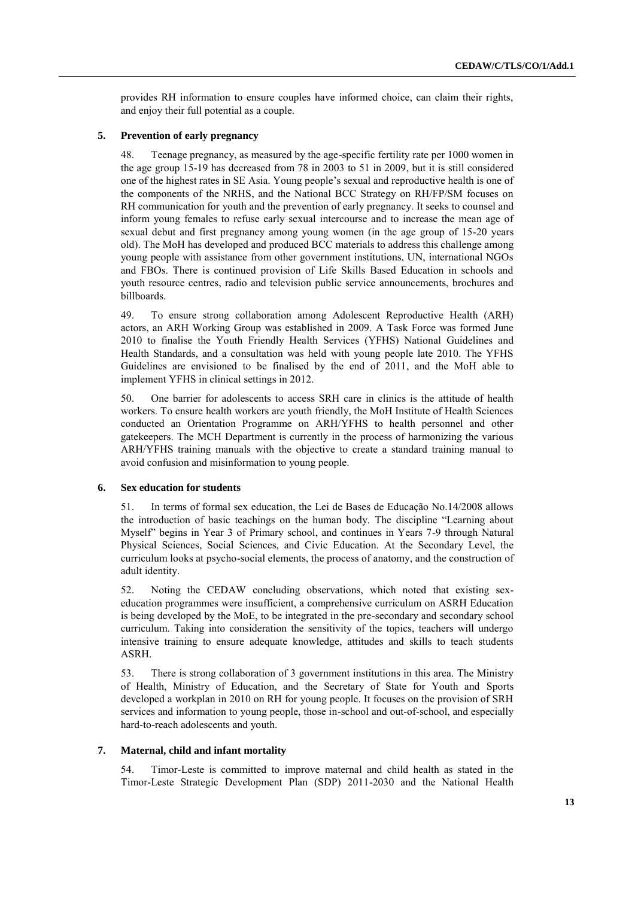provides RH information to ensure couples have informed choice, can claim their rights, and enjoy their full potential as a couple.

### 5. Prevention of early pregnancy

48. Teenage pregnancy, as measured by the age-specific fertility rate per 1000 women in the age group 15-19 has decreased from 78 in 2003 to 51 in 2009, but it is still considered one of the highest rates in SE Asia. Young people's sexual and reproductive health is one of the components of the NRHS, and the National BCC Strategy on RH/FP/SM focuses on RH communication for youth and the prevention of early pregnancy. It seeks to counsel and inform young females to refuse early sexual intercourse and to increase the mean age of sexual debut and first pregnancy among young women (in the age group of 15-20 years old). The MoH has developed and produced BCC materials to address this challenge among young people with assistance from other government institutions, UN, international NGOs and FBOs. There is continued provision of Life Skills Based Education in schools and youth resource centres, radio and television public service announcements, brochures and billboards.

49. To ensure strong collaboration among Adolescent Reproductive Health (ARH) actors, an ARH Working Group was established in 2009. A Task Force was formed June 2010 to finalise the Youth Friendly Health Services (YFHS) National Guidelines and Health Standards, and a consultation was held with young people late 2010. The YFHS Guidelines are envisioned to be finalised by the end of 2011, and the MoH able to implement YFHS in clinical settings in 2012.

50. One barrier for adolescents to access SRH care in clinics is the attitude of health workers. To ensure health workers are youth friendly, the MoH Institute of Health Sciences conducted an Orientation Programme on ARH/YFHS to health personnel and other gatekeepers. The MCH Department is currently in the process of harmonizing the various ARH/YFHS training manuals with the objective to create a standard training manual to avoid confusion and misinformation to young people.

### 6. Sex education for students

51. In terms of formal sex education, the Lei de Bases de Educação No.14/2008 allows the introduction of basic teachings on the human body. The discipline "Learning about Myself" begins in Year 3 of Primary school, and continues in Years 7-9 through Natural Physical Sciences, Social Sciences, and Civic Education. At the Secondary Level, the curriculum looks at psycho-social elements, the process of anatomy, and the construction of adult identity.

52. Noting the CEDAW concluding observations, which noted that existing sex-education programmes were insufficient, a comprehensive curriculum on ASRH Education is being developed by the MoE, to be integrated in the pre-secondary and secondary school curriculum. Taking into consideration the sensitivity of the topics, teachers will undergo intensive training to ensure adequate knowledge, attitudes and skills to teach students ASRH.

53. There is strong collaboration of 3 government institutions in this area. The Ministry of Health, Ministry of Education, and the Secretary of State for Youth and Sports developed a workplan in 2010 on RH for young people. It focuses on the provision of SRH services and information to young people, those in-school and out-of-school, and especially hard-to-reach adolescents and youth.

### 7. Maternal, child and infant mortality

54. Timor-Leste is committed to improve maternal and child health as stated in the Timor-Leste Strategic Development Plan (SDP) 2011-2030 and the National Health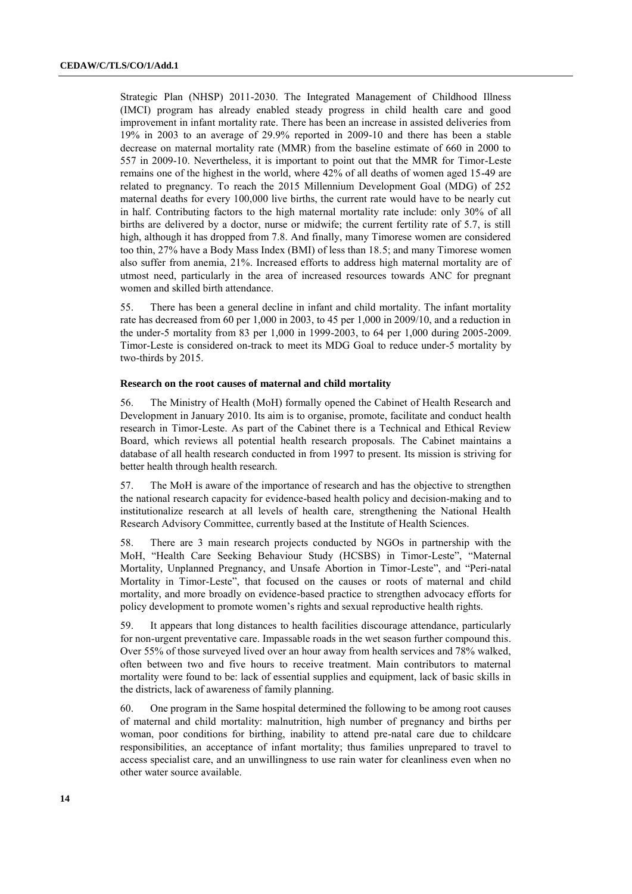Strategic Plan (NHSP) 2011-2030. The Integrated Management of Childhood Illness (IMCI) program has already enabled steady progress in child health care and good improvement in infant mortality rate. There has been an increase in assisted deliveries from 19% in 2003 to an average of 29.9% reported in 2009-10 and there has been a stable decrease on maternal mortality rate (MMR) from the baseline estimate of 660 in 2000 to 557 in 2009-10. Nevertheless, it is important to point out that the MMR for Timor-Leste remains one of the highest in the world, where 42% of all deaths of women aged 15-49 are related to pregnancy. To reach the 2015 Millennium Development Goal (MDG) of 252 maternal deaths for every 100,000 live births, the current rate would have to be nearly cut in half. Contributing factors to the high maternal mortality rate include: only 30% of all births are delivered by a doctor, nurse or midwife; the current fertility rate of 5.7, is still high, although it has dropped from 7.8. And finally, many Timorese women are considered too thin, 27% have a Body Mass Index (BMI) of less than 18.5; and many Timorese women also suffer from anemia, 21%. Increased efforts to address high maternal mortality are of utmost need, particularly in the area of increased resources towards ANC for pregnant women and skilled birth attendance.

55. There has been a general decline in infant and child mortality. The infant mortality rate has decreased from 60 per 1,000 in 2003, to 45 per 1,000 in 2009/10, and a reduction in the under-5 mortality from 83 per 1,000 in 1999-2003, to 64 per 1,000 during 2005-2009. Timor-Leste is considered on-track to meet its MDG Goal to reduce under-5 mortality by two-thirds by 2015.

**Research on the root causes of maternal and child mortality**

56. The Ministry of Health (MoH) formally opened the Cabinet of Health Research and Development in January 2010. Its aim is to organise, promote, facilitate and conduct health research in Timor-Leste. As part of the Cabinet there is a Technical and Ethical Review Board, which reviews all potential health research proposals. The Cabinet maintains a database of all health research conducted in from 1997 to present. Its mission is striving for better health through health research.

57. The MoH is aware of the importance of research and has the objective to strengthen the national research capacity for evidence-based health policy and decision-making and to institutionalize research at all levels of health care, strengthening the National Health Research Advisory Committee, currently based at the Institute of Health Sciences.

58. There are 3 main research projects conducted by NGOs in partnership with the MoH, "Health Care Seeking Behaviour Study (HCSBS) in Timor-Leste", "Maternal Mortality, Unplanned Pregnancy, and Unsafe Abortion in Timor-Leste", and "Peri-natal Mortality in Timor-Leste", that focused on the causes or roots of maternal and child mortality, and more broadly on evidence-based practice to strengthen advocacy efforts for policy development to promote women's rights and sexual reproductive health rights.

59. It appears that long distances to health facilities discourage attendance, particularly for non-urgent preventative care. Impassable roads in the wet season further compound this. Over 55% of those surveyed lived over an hour away from health services and 78% walked, often between two and five hours to receive treatment. Main contributors to maternal mortality were found to be: lack of essential supplies and equipment, lack of basic skills in the districts, lack of awareness of family planning.

60. One program in the Same hospital determined the following to be among root causes of maternal and child mortality: malnutrition, high number of pregnancy and births per woman, poor conditions for birthing, inability to attend pre-natal care due to childcare responsibilities, an acceptance of infant mortality; thus families unprepared to travel to access specialist care, and an unwillingness to use rain water for cleanliness even when no other water source available.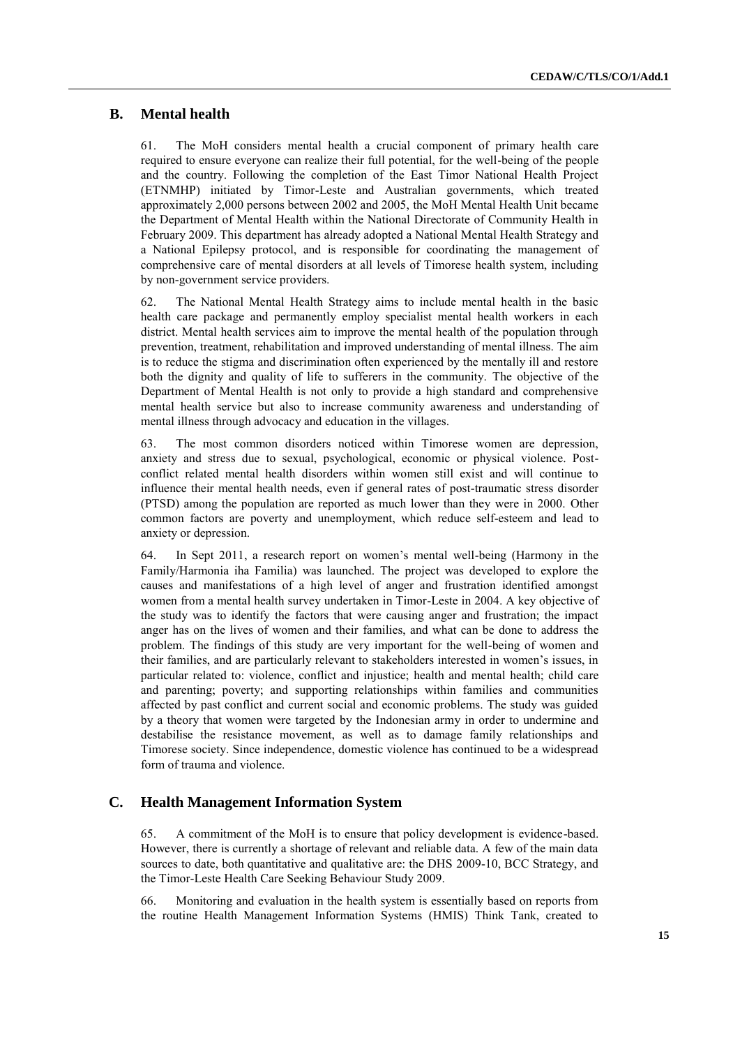## B. Mental health

61. The MoH considers mental health a crucial component of primary health care required to ensure everyone can realize their full potential, for the well-being of the people and the country. Following the completion of the East Timor National Health Project (ETNMHP) initiated by Timor-Leste and Australian governments, which treated approximately 2,000 persons between 2002 and 2005, the MoH Mental Health Unit became the Department of Mental Health within the National Directorate of Community Health in February 2009. This department has already adopted a National Mental Health Strategy and a National Epilepsy protocol, and is responsible for coordinating the management of comprehensive care of mental disorders at all levels of Timorese health system, including by non-government service providers.

62. The National Mental Health Strategy aims to include mental health in the basic health care package and permanently employ specialist mental health workers in each district. Mental health services aim to improve the mental health of the population through prevention, treatment, rehabilitation and improved understanding of mental illness. The aim is to reduce the stigma and discrimination often experienced by the mentally ill and restore both the dignity and quality of life to sufferers in the community. The objective of the Department of Mental Health is not only to provide a high standard and comprehensive mental health service but also to increase community awareness and understanding of mental illness through advocacy and education in the villages.

63. The most common disorders noticed within Timorese women are depression, anxiety and stress due to sexual, psychological, economic or physical violence. Post-conflict related mental health disorders within women still exist and will continue to influence their mental health needs, even if general rates of post-traumatic stress disorder (PTSD) among the population are reported as much lower than they were in 2000. Other common factors are poverty and unemployment, which reduce self-esteem and lead to anxiety or depression.

64. In Sept 2011, a research report on women's mental well-being (Harmony in the Family/Harmonia iha Familia) was launched. The project was developed to explore the causes and manifestations of a high level of anger and frustration identified amongst women from a mental health survey undertaken in Timor-Leste in 2004. A key objective of the study was to identify the factors that were causing anger and frustration; the impact anger has on the lives of women and their families, and what can be done to address the problem. The findings of this study are very important for the well-being of women and their families, and are particularly relevant to stakeholders interested in women's issues, in particular related to: violence, conflict and injustice; health and mental health; child care and parenting; poverty; and supporting relationships within families and communities affected by past conflict and current social and economic problems. The study was guided by a theory that women were targeted by the Indonesian army in order to undermine and destabilise the resistance movement, as well as to damage family relationships and Timorese society. Since independence, domestic violence has continued to be a widespread form of trauma and violence.

## C. Health Management Information System

65. A commitment of the MoH is to ensure that policy development is evidence-based. However, there is currently a shortage of relevant and reliable data. A few of the main data sources to date, both quantitative and qualitative are: the DHS 2009-10, BCC Strategy, and the Timor-Leste Health Care Seeking Behaviour Study 2009.

66. Monitoring and evaluation in the health system is essentially based on reports from the routine Health Management Information Systems (HMIS) Think Tank, created to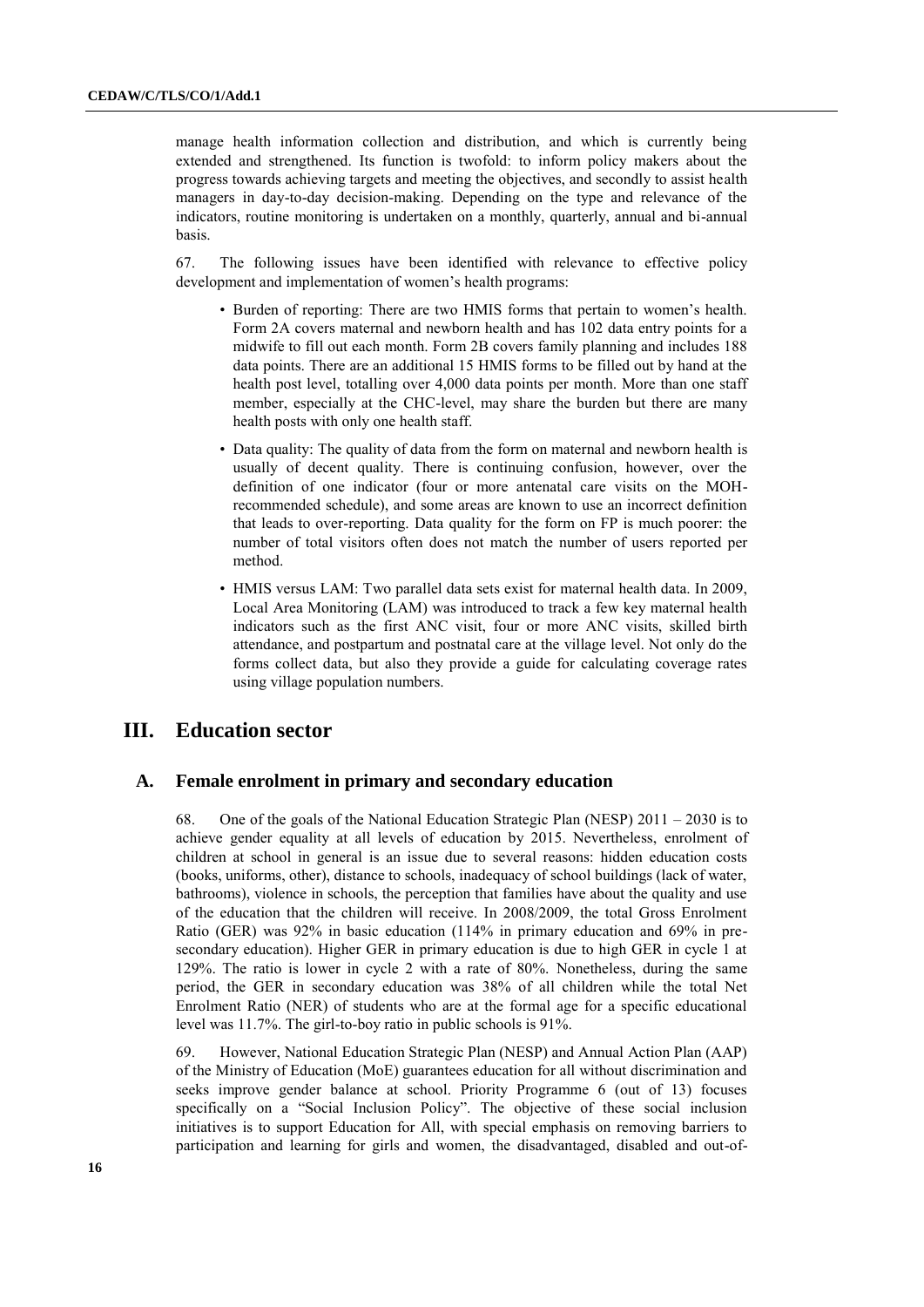manage health information collection and distribution, and which is currently being extended and strengthened. Its function is twofold: to inform policy makers about the progress towards achieving targets and meeting the objectives, and secondly to assist health managers in day-to-day decision-making. Depending on the type and relevance of the indicators, routine monitoring is undertaken on a monthly, quarterly, annual and bi-annual basis.

67. The following issues have been identified with relevance to effective policy development and implementation of women's health programs:

- Burden of reporting: There are two HMIS forms that pertain to women's health. Form 2A covers maternal and newborn health and has 102 data entry points for a midwife to fill out each month. Form 2B covers family planning and includes 188 data points. There are an additional 15 HMIS forms to be filled out by hand at the health post level, totalling over 4,000 data points per month. More than one staff member, especially at the CHC-level, may share the burden but there are many health posts with only one health staff.
- Data quality: The quality of data from the form on maternal and newborn health is usually of decent quality. There is continuing confusion, however, over the definition of one indicator (four or more antenatal care visits on the MOH-recommended schedule), and some areas are known to use an incorrect definition that leads to over-reporting. Data quality for the form on FP is much poorer: the number of total visitors often does not match the number of users reported per method.
- HMIS versus LAM: Two parallel data sets exist for maternal health data. In 2009, Local Area Monitoring (LAM) was introduced to track a few key maternal health indicators such as the first ANC visit, four or more ANC visits, skilled birth attendance, and postpartum and postnatal care at the village level. Not only do the forms collect data, but also they provide a guide for calculating coverage rates using village population numbers.

# III. Education sector

## A. Female enrolment in primary and secondary education

68. One of the goals of the National Education Strategic Plan (NESP) 2011 – 2030 is to achieve gender equality at all levels of education by 2015. Nevertheless, enrolment of children at school in general is an issue due to several reasons: hidden education costs (books, uniforms, other), distance to schools, inadequacy of school buildings (lack of water, bathrooms), violence in schools, the perception that families have about the quality and use of the education that the children will receive. In 2008/2009, the total Gross Enrolment Ratio (GER) was 92% in basic education (114% in primary education and 69% in pre-secondary education). Higher GER in primary education is due to high GER in cycle 1 at 129%. The ratio is lower in cycle 2 with a rate of 80%. Nonetheless, during the same period, the GER in secondary education was 38% of all children while the total Net Enrolment Ratio (NER) of students who are at the formal age for a specific educational level was 11.7%. The girl-to-boy ratio in public schools is 91%.

69. However, National Education Strategic Plan (NESP) and Annual Action Plan (AAP) of the Ministry of Education (MoE) guarantees education for all without discrimination and seeks improve gender balance at school. Priority Programme 6 (out of 13) focuses specifically on a "Social Inclusion Policy". The objective of these social inclusion initiatives is to support Education for All, with special emphasis on removing barriers to participation and learning for girls and women, the disadvantaged, disabled and out-of-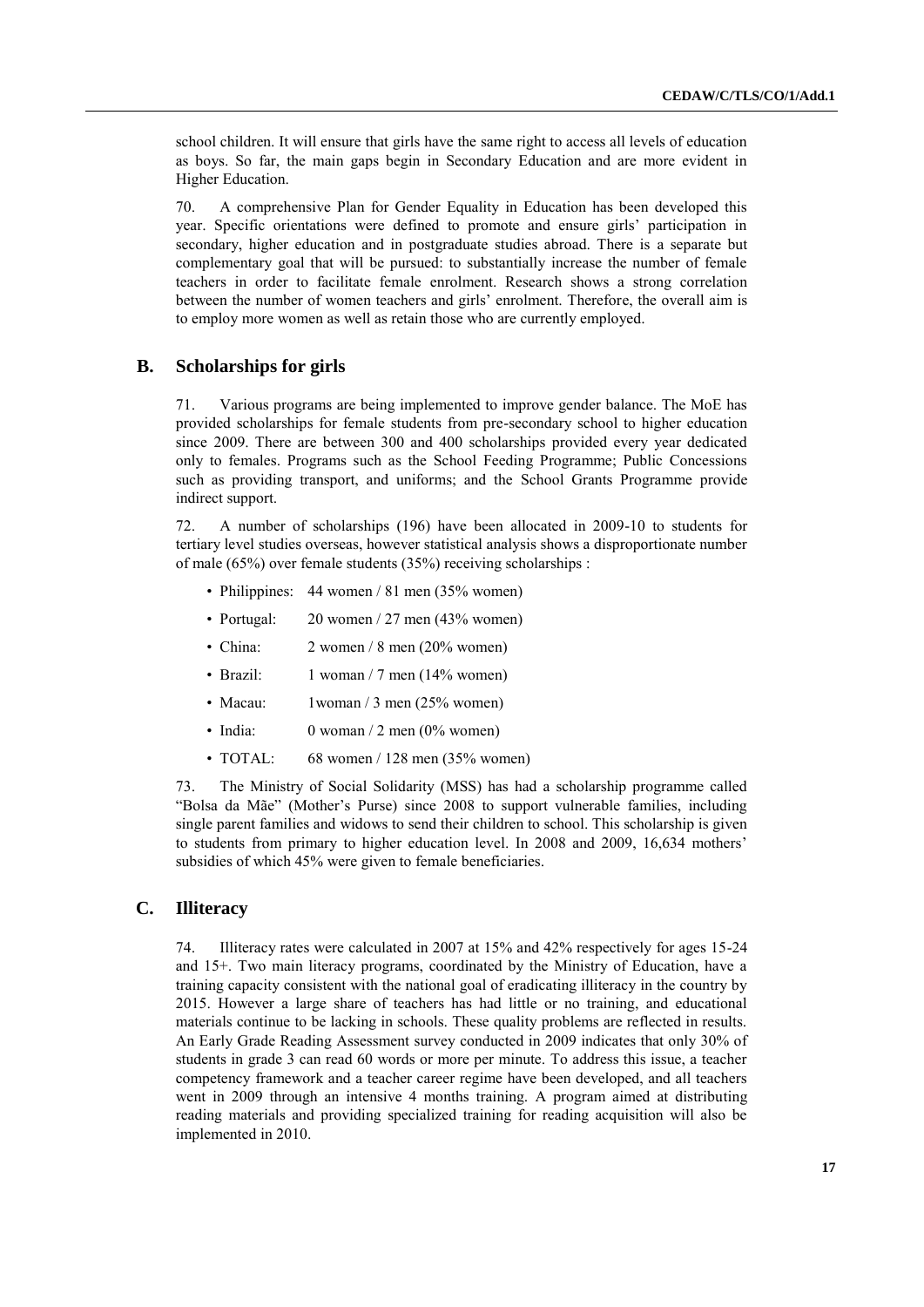school children. It will ensure that girls have the same right to access all levels of education as boys. So far, the main gaps begin in Secondary Education and are more evident in Higher Education.

70. A comprehensive Plan for Gender Equality in Education has been developed this year. Specific orientations were defined to promote and ensure girls' participation in secondary, higher education and in postgraduate studies abroad. There is a separate but complementary goal that will be pursued: to substantially increase the number of female teachers in order to facilitate female enrolment. Research shows a strong correlation between the number of women teachers and girls' enrolment. Therefore, the overall aim is to employ more women as well as retain those who are currently employed.

## B. Scholarships for girls

71. Various programs are being implemented to improve gender balance. The MoE has provided scholarships for female students from pre-secondary school to higher education since 2009. There are between 300 and 400 scholarships provided every year dedicated only to females. Programs such as the School Feeding Programme; Public Concessions such as providing transport, and uniforms; and the School Grants Programme provide indirect support.

72. A number of scholarships (196) have been allocated in 2009-10 to students for tertiary level studies overseas, however statistical analysis shows a disproportionate number of male (65%) over female students (35%) receiving scholarships :

- Philippines: 44 women / 81 men (35% women)
- Portugal: 20 women / 27 men (43% women)
- China: 2 women / 8 men (20% women)
- Brazil: 1 woman / 7 men (14% women)
- Macau: 1woman / 3 men (25% women)
- India: 0 woman / 2 men (0% women)
- TOTAL: 68 women / 128 men (35% women)

73. The Ministry of Social Solidarity (MSS) has had a scholarship programme called "Bolsa da Mãe" (Mother's Purse) since 2008 to support vulnerable families, including single parent families and widows to send their children to school. This scholarship is given to students from primary to higher education level. In 2008 and 2009, 16,634 mothers' subsidies of which 45% were given to female beneficiaries.

## C. Illiteracy

74. Illiteracy rates were calculated in 2007 at 15% and 42% respectively for ages 15-24 and 15+. Two main literacy programs, coordinated by the Ministry of Education, have a training capacity consistent with the national goal of eradicating illiteracy in the country by 2015. However a large share of teachers has had little or no training, and educational materials continue to be lacking in schools. These quality problems are reflected in results. An Early Grade Reading Assessment survey conducted in 2009 indicates that only 30% of students in grade 3 can read 60 words or more per minute. To address this issue, a teacher competency framework and a teacher career regime have been developed, and all teachers went in 2009 through an intensive 4 months training. A program aimed at distributing reading materials and providing specialized training for reading acquisition will also be implemented in 2010.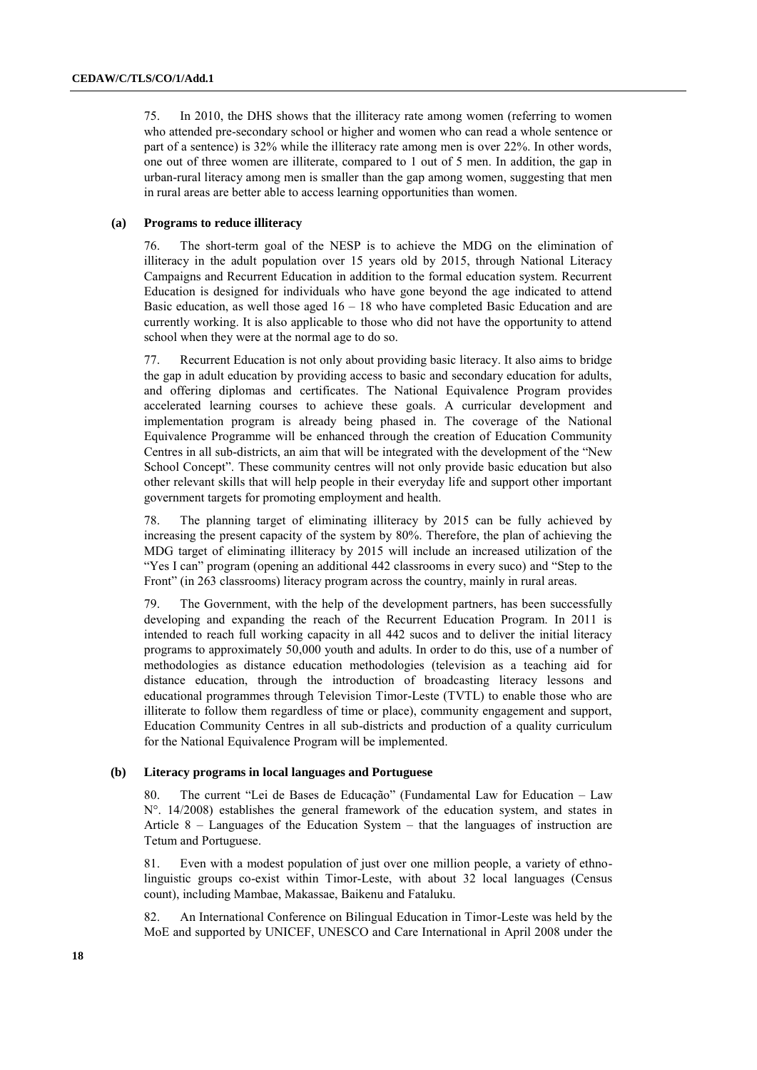75. In 2010, the DHS shows that the illiteracy rate among women (referring to women who attended pre-secondary school or higher and women who can read a whole sentence or part of a sentence) is 32% while the illiteracy rate among men is over 22%. In other words, one out of three women are illiterate, compared to 1 out of 5 men. In addition, the gap in urban-rural literacy among men is smaller than the gap among women, suggesting that men in rural areas are better able to access learning opportunities than women.

#### (a) Programs to reduce illiteracy

76. The short-term goal of the NESP is to achieve the MDG on the elimination of illiteracy in the adult population over 15 years old by 2015, through National Literacy Campaigns and Recurrent Education in addition to the formal education system. Recurrent Education is designed for individuals who have gone beyond the age indicated to attend Basic education, as well those aged 16 – 18 who have completed Basic Education and are currently working. It is also applicable to those who did not have the opportunity to attend school when they were at the normal age to do so.

77. Recurrent Education is not only about providing basic literacy. It also aims to bridge the gap in adult education by providing access to basic and secondary education for adults, and offering diplomas and certificates. The National Equivalence Program provides accelerated learning courses to achieve these goals. A curricular development and implementation program is already being phased in. The coverage of the National Equivalence Programme will be enhanced through the creation of Education Community Centres in all sub-districts, an aim that will be integrated with the development of the "New School Concept". These community centres will not only provide basic education but also other relevant skills that will help people in their everyday life and support other important government targets for promoting employment and health.

78. The planning target of eliminating illiteracy by 2015 can be fully achieved by increasing the present capacity of the system by 80%. Therefore, the plan of achieving the MDG target of eliminating illiteracy by 2015 will include an increased utilization of the "Yes I can" program (opening an additional 442 classrooms in every suco) and "Step to the Front" (in 263 classrooms) literacy program across the country, mainly in rural areas.

79. The Government, with the help of the development partners, has been successfully developing and expanding the reach of the Recurrent Education Program. In 2011 is intended to reach full working capacity in all 442 sucos and to deliver the initial literacy programs to approximately 50,000 youth and adults. In order to do this, use of a number of methodologies as distance education methodologies (television as a teaching aid for distance education, through the introduction of broadcasting literacy lessons and educational programmes through Television Timor-Leste (TVTL) to enable those who are illiterate to follow them regardless of time or place), community engagement and support, Education Community Centres in all sub-districts and production of a quality curriculum for the National Equivalence Program will be implemented.

#### (b) Literacy programs in local languages and Portuguese

80. The current "Lei de Bases de Educação" (Fundamental Law for Education – Law N°. 14/2008) establishes the general framework of the education system, and states in Article 8 – Languages of the Education System – that the languages of instruction are Tetum and Portuguese.

81. Even with a modest population of just over one million people, a variety of ethno-linguistic groups co-exist within Timor-Leste, with about 32 local languages (Census count), including Mambae, Makassae, Baikenu and Fataluku.

82. An International Conference on Bilingual Education in Timor-Leste was held by the MoE and supported by UNICEF, UNESCO and Care International in April 2008 under the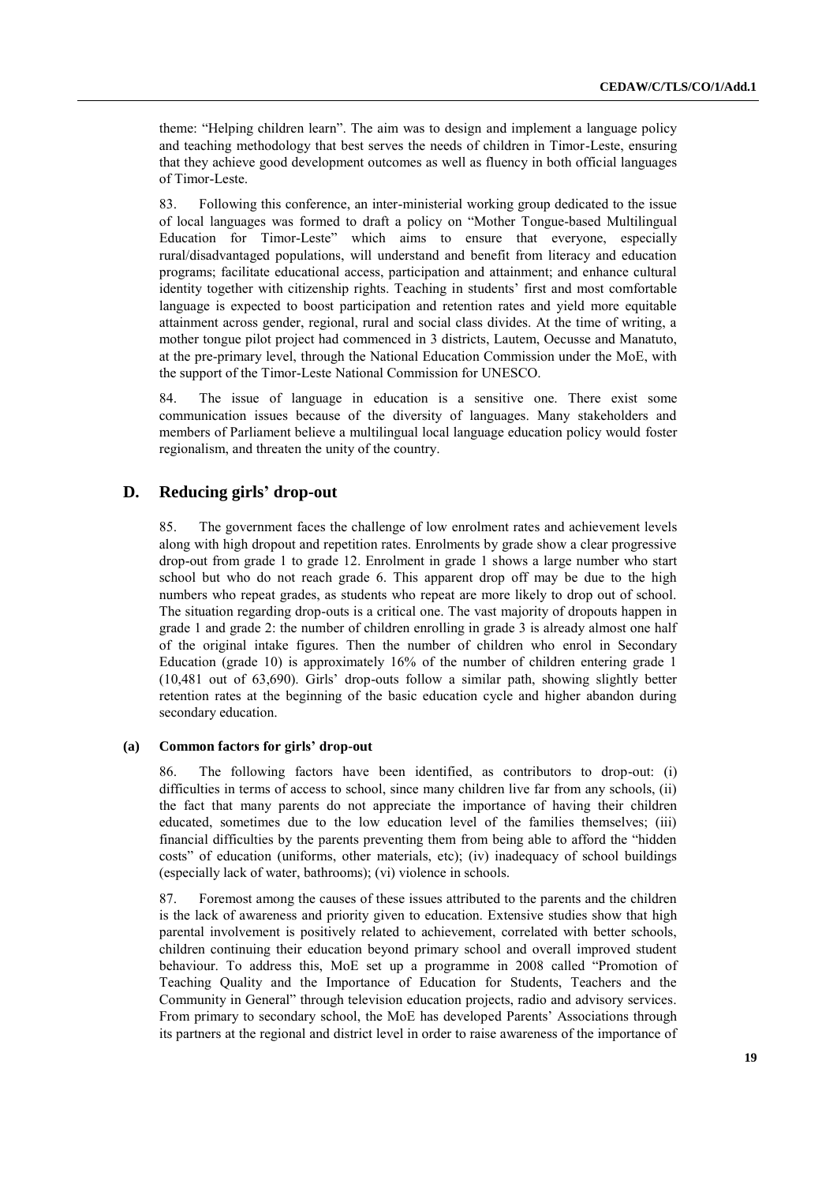theme: "Helping children learn". The aim was to design and implement a language policy and teaching methodology that best serves the needs of children in Timor-Leste, ensuring that they achieve good development outcomes as well as fluency in both official languages of Timor-Leste.

83. Following this conference, an inter-ministerial working group dedicated to the issue of local languages was formed to draft a policy on "Mother Tongue-based Multilingual Education for Timor-Leste" which aims to ensure that everyone, especially rural/disadvantaged populations, will understand and benefit from literacy and education programs; facilitate educational access, participation and attainment; and enhance cultural identity together with citizenship rights. Teaching in students' first and most comfortable language is expected to boost participation and retention rates and yield more equitable attainment across gender, regional, rural and social class divides. At the time of writing, a mother tongue pilot project had commenced in 3 districts, Lautem, Oecusse and Manatuto, at the pre-primary level, through the National Education Commission under the MoE, with the support of the Timor-Leste National Commission for UNESCO.

84. The issue of language in education is a sensitive one. There exist some communication issues because of the diversity of languages. Many stakeholders and members of Parliament believe a multilingual local language education policy would foster regionalism, and threaten the unity of the country.

## D. Reducing girls' drop-out

85. The government faces the challenge of low enrolment rates and achievement levels along with high dropout and repetition rates. Enrolments by grade show a clear progressive drop-out from grade 1 to grade 12. Enrolment in grade 1 shows a large number who start school but who do not reach grade 6. This apparent drop off may be due to the high numbers who repeat grades, as students who repeat are more likely to drop out of school. The situation regarding drop-outs is a critical one. The vast majority of dropouts happen in grade 1 and grade 2: the number of children enrolling in grade 3 is already almost one half of the original intake figures. Then the number of children who enrol in Secondary Education (grade 10) is approximately 16% of the number of children entering grade 1 (10,481 out of 63,690). Girls' drop-outs follow a similar path, showing slightly better retention rates at the beginning of the basic education cycle and higher abandon during secondary education.

### (a) Common factors for girls' drop-out

86. The following factors have been identified, as contributors to drop-out: (i) difficulties in terms of access to school, since many children live far from any schools, (ii) the fact that many parents do not appreciate the importance of having their children educated, sometimes due to the low education level of the families themselves; (iii) financial difficulties by the parents preventing them from being able to afford the "hidden costs" of education (uniforms, other materials, etc); (iv) inadequacy of school buildings (especially lack of water, bathrooms); (vi) violence in schools.

87. Foremost among the causes of these issues attributed to the parents and the children is the lack of awareness and priority given to education. Extensive studies show that high parental involvement is positively related to achievement, correlated with better schools, children continuing their education beyond primary school and overall improved student behaviour. To address this, MoE set up a programme in 2008 called "Promotion of Teaching Quality and the Importance of Education for Students, Teachers and the Community in General" through television education projects, radio and advisory services. From primary to secondary school, the MoE has developed Parents' Associations through its partners at the regional and district level in order to raise awareness of the importance of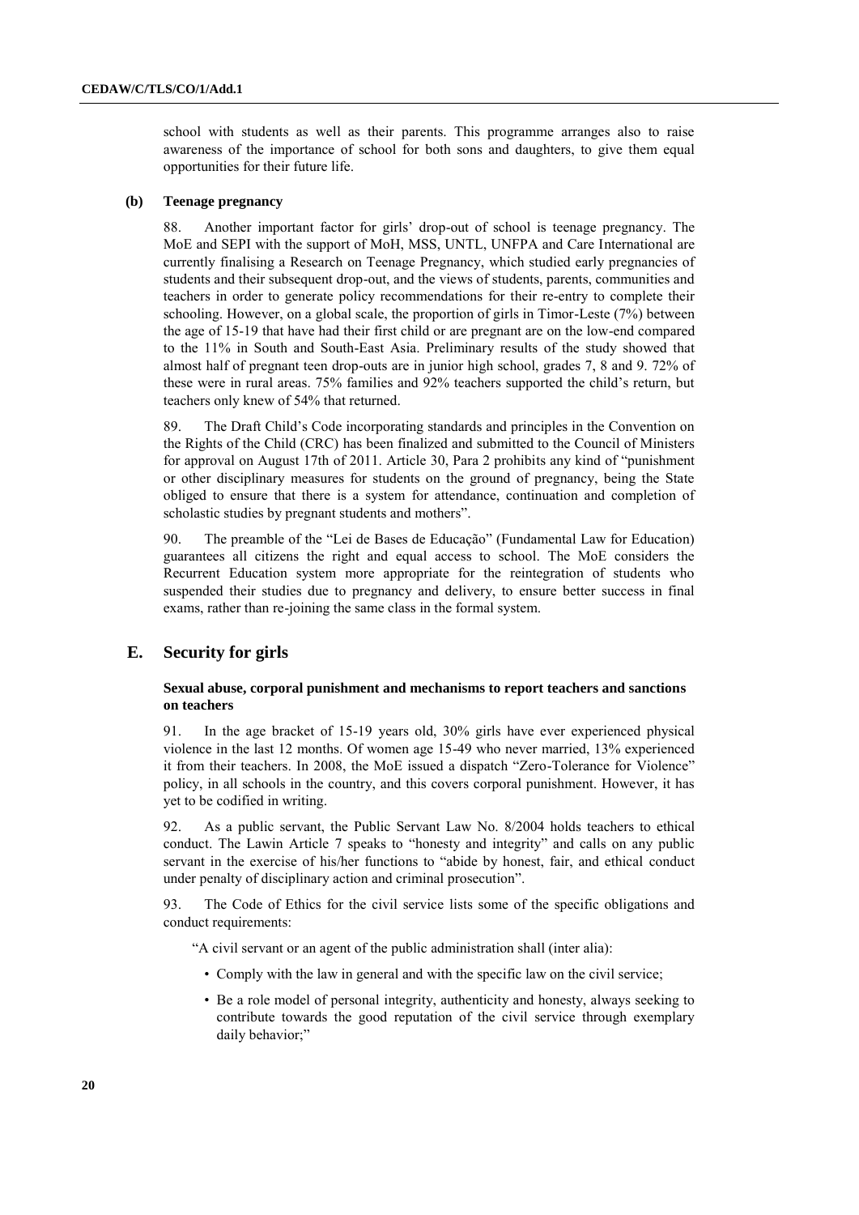school with students as well as their parents. This programme arranges also to raise awareness of the importance of school for both sons and daughters, to give them equal opportunities for their future life.

### (b) Teenage pregnancy

88. Another important factor for girls' drop-out of school is teenage pregnancy. The MoE and SEPI with the support of MoH, MSS, UNTL, UNFPA and Care International are currently finalising a Research on Teenage Pregnancy, which studied early pregnancies of students and their subsequent drop-out, and the views of students, parents, communities and teachers in order to generate policy recommendations for their re-entry to complete their schooling. However, on a global scale, the proportion of girls in Timor-Leste (7%) between the age of 15-19 that have had their first child or are pregnant are on the low-end compared to the 11% in South and South-East Asia. Preliminary results of the study showed that almost half of pregnant teen drop-outs are in junior high school, grades 7, 8 and 9. 72% of these were in rural areas. 75% families and 92% teachers supported the child's return, but teachers only knew of 54% that returned.

89. The Draft Child's Code incorporating standards and principles in the Convention on the Rights of the Child (CRC) has been finalized and submitted to the Council of Ministers for approval on August 17th of 2011. Article 30, Para 2 prohibits any kind of "punishment or other disciplinary measures for students on the ground of pregnancy, being the State obliged to ensure that there is a system for attendance, continuation and completion of scholastic studies by pregnant students and mothers".

90. The preamble of the "Lei de Bases de Educação" (Fundamental Law for Education) guarantees all citizens the right and equal access to school. The MoE considers the Recurrent Education system more appropriate for the reintegration of students who suspended their studies due to pregnancy and delivery, to ensure better success in final exams, rather than re-joining the same class in the formal system.

## E. Security for girls

### Sexual abuse, corporal punishment and mechanisms to report teachers and sanctions on teachers

91. In the age bracket of 15-19 years old, 30% girls have ever experienced physical violence in the last 12 months. Of women age 15-49 who never married, 13% experienced it from their teachers. In 2008, the MoE issued a dispatch "Zero-Tolerance for Violence" policy, in all schools in the country, and this covers corporal punishment. However, it has yet to be codified in writing.

92. As a public servant, the Public Servant Law No. 8/2004 holds teachers to ethical conduct. The Lawin Article 7 speaks to "honesty and integrity" and calls on any public servant in the exercise of his/her functions to "abide by honest, fair, and ethical conduct under penalty of disciplinary action and criminal prosecution".

93. The Code of Ethics for the civil service lists some of the specific obligations and conduct requirements:

"A civil servant or an agent of the public administration shall (inter alia):

- Comply with the law in general and with the specific law on the civil service;
- Be a role model of personal integrity, authenticity and honesty, always seeking to contribute towards the good reputation of the civil service through exemplary daily behavior;"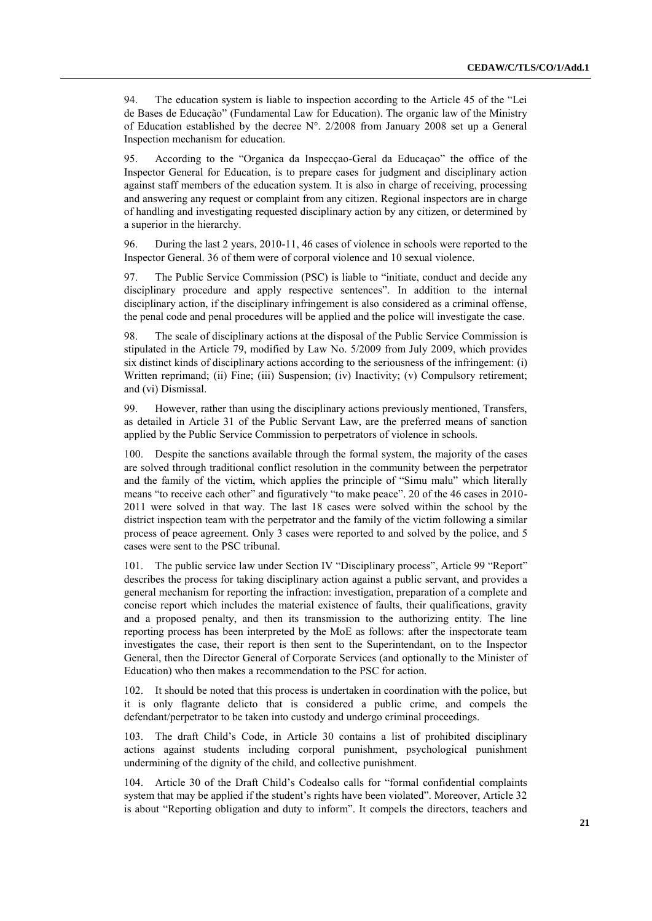94. The education system is liable to inspection according to the Article 45 of the "Lei de Bases de Educação" (Fundamental Law for Education). The organic law of the Ministry of Education established by the decree N°. 2/2008 from January 2008 set up a General Inspection mechanism for education.

95. According to the "Organica da Inspecçao-Geral da Educaçao" the office of the Inspector General for Education, is to prepare cases for judgment and disciplinary action against staff members of the education system. It is also in charge of receiving, processing and answering any request or complaint from any citizen. Regional inspectors are in charge of handling and investigating requested disciplinary action by any citizen, or determined by a superior in the hierarchy.

96. During the last 2 years, 2010-11, 46 cases of violence in schools were reported to the Inspector General. 36 of them were of corporal violence and 10 sexual violence.

97. The Public Service Commission (PSC) is liable to "initiate, conduct and decide any disciplinary procedure and apply respective sentences". In addition to the internal disciplinary action, if the disciplinary infringement is also considered as a criminal offense, the penal code and penal procedures will be applied and the police will investigate the case.

98. The scale of disciplinary actions at the disposal of the Public Service Commission is stipulated in the Article 79, modified by Law No. 5/2009 from July 2009, which provides six distinct kinds of disciplinary actions according to the seriousness of the infringement: (i) Written reprimand; (ii) Fine; (iii) Suspension; (iv) Inactivity; (v) Compulsory retirement; and (vi) Dismissal.

99. However, rather than using the disciplinary actions previously mentioned, Transfers, as detailed in Article 31 of the Public Servant Law, are the preferred means of sanction applied by the Public Service Commission to perpetrators of violence in schools.

100. Despite the sanctions available through the formal system, the majority of the cases are solved through traditional conflict resolution in the community between the perpetrator and the family of the victim, which applies the principle of "Simu malu" which literally means "to receive each other" and figuratively "to make peace". 20 of the 46 cases in 2010-2011 were solved in that way. The last 18 cases were solved within the school by the district inspection team with the perpetrator and the family of the victim following a similar process of peace agreement. Only 3 cases were reported to and solved by the police, and 5 cases were sent to the PSC tribunal.

101. The public service law under Section IV "Disciplinary process", Article 99 "Report" describes the process for taking disciplinary action against a public servant, and provides a general mechanism for reporting the infraction: investigation, preparation of a complete and concise report which includes the material existence of faults, their qualifications, gravity and a proposed penalty, and then its transmission to the authorizing entity. The line reporting process has been interpreted by the MoE as follows: after the inspectorate team investigates the case, their report is then sent to the Superintendant, on to the Inspector General, then the Director General of Corporate Services (and optionally to the Minister of Education) who then makes a recommendation to the PSC for action.

102. It should be noted that this process is undertaken in coordination with the police, but it is only flagrante delicto that is considered a public crime, and compels the defendant/perpetrator to be taken into custody and undergo criminal proceedings.

103. The draft Child's Code, in Article 30 contains a list of prohibited disciplinary actions against students including corporal punishment, psychological punishment undermining of the dignity of the child, and collective punishment.

104. Article 30 of the Draft Child's Codealso calls for "formal confidential complaints system that may be applied if the student's rights have been violated". Moreover, Article 32 is about "Reporting obligation and duty to inform". It compels the directors, teachers and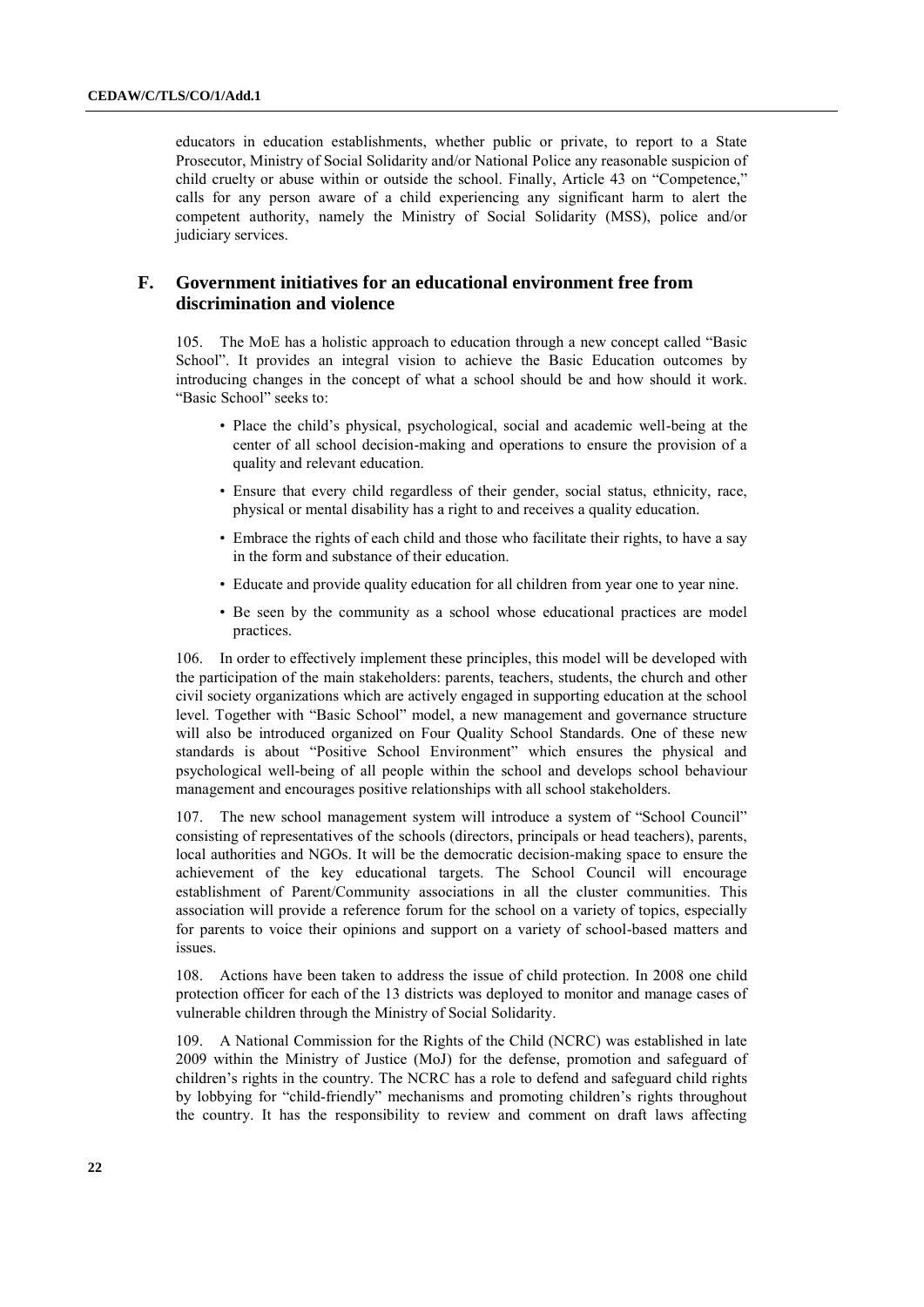educators in education establishments, whether public or private, to report to a State Prosecutor, Ministry of Social Solidarity and/or National Police any reasonable suspicion of child cruelty or abuse within or outside the school. Finally, Article 43 on "Competence," calls for any person aware of a child experiencing any significant harm to alert the competent authority, namely the Ministry of Social Solidarity (MSS), police and/or judiciary services.

## F. Government initiatives for an educational environment free from discrimination and violence

105. The MoE has a holistic approach to education through a new concept called "Basic School". It provides an integral vision to achieve the Basic Education outcomes by introducing changes in the concept of what a school should be and how should it work. "Basic School" seeks to:

- Place the child's physical, psychological, social and academic well-being at the center of all school decision-making and operations to ensure the provision of a quality and relevant education.
- Ensure that every child regardless of their gender, social status, ethnicity, race, physical or mental disability has a right to and receives a quality education.
- Embrace the rights of each child and those who facilitate their rights, to have a say in the form and substance of their education.
- Educate and provide quality education for all children from year one to year nine.
- Be seen by the community as a school whose educational practices are model practices.

106. In order to effectively implement these principles, this model will be developed with the participation of the main stakeholders: parents, teachers, students, the church and other civil society organizations which are actively engaged in supporting education at the school level. Together with "Basic School" model, a new management and governance structure will also be introduced organized on Four Quality School Standards. One of these new standards is about "Positive School Environment" which ensures the physical and psychological well-being of all people within the school and develops school behaviour management and encourages positive relationships with all school stakeholders.

107. The new school management system will introduce a system of "School Council" consisting of representatives of the schools (directors, principals or head teachers), parents, local authorities and NGOs. It will be the democratic decision-making space to ensure the achievement of the key educational targets. The School Council will encourage establishment of Parent/Community associations in all the cluster communities. This association will provide a reference forum for the school on a variety of topics, especially for parents to voice their opinions and support on a variety of school-based matters and issues.

108. Actions have been taken to address the issue of child protection. In 2008 one child protection officer for each of the 13 districts was deployed to monitor and manage cases of vulnerable children through the Ministry of Social Solidarity.

109. A National Commission for the Rights of the Child (NCRC) was established in late 2009 within the Ministry of Justice (MoJ) for the defense, promotion and safeguard of children's rights in the country. The NCRC has a role to defend and safeguard child rights by lobbying for "child-friendly" mechanisms and promoting children's rights throughout the country. It has the responsibility to review and comment on draft laws affecting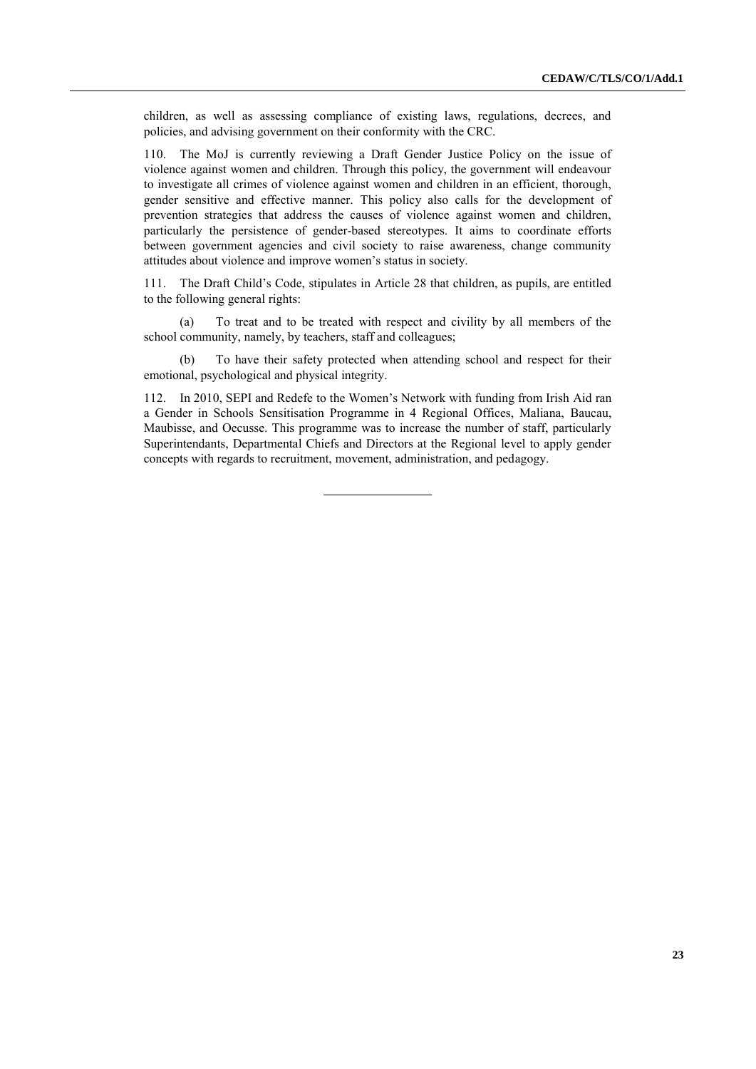children, as well as assessing compliance of existing laws, regulations, decrees, and policies, and advising government on their conformity with the CRC.

110. The MoJ is currently reviewing a Draft Gender Justice Policy on the issue of violence against women and children. Through this policy, the government will endeavour to investigate all crimes of violence against women and children in an efficient, thorough, gender sensitive and effective manner. This policy also calls for the development of prevention strategies that address the causes of violence against women and children, particularly the persistence of gender-based stereotypes. It aims to coordinate efforts between government agencies and civil society to raise awareness, change community attitudes about violence and improve women's status in society.

111. The Draft Child's Code, stipulates in Article 28 that children, as pupils, are entitled to the following general rights:

(a) To treat and to be treated with respect and civility by all members of the school community, namely, by teachers, staff and colleagues;

(b) To have their safety protected when attending school and respect for their emotional, psychological and physical integrity.

112. In 2010, SEPI and Redefe to the Women's Network with funding from Irish Aid ran a Gender in Schools Sensitisation Programme in 4 Regional Offices, Maliana, Baucau, Maubisse, and Oecusse. This programme was to increase the number of staff, particularly Superintendants, Departmental Chiefs and Directors at the Regional level to apply gender concepts with regards to recruitment, movement, administration, and pedagogy.